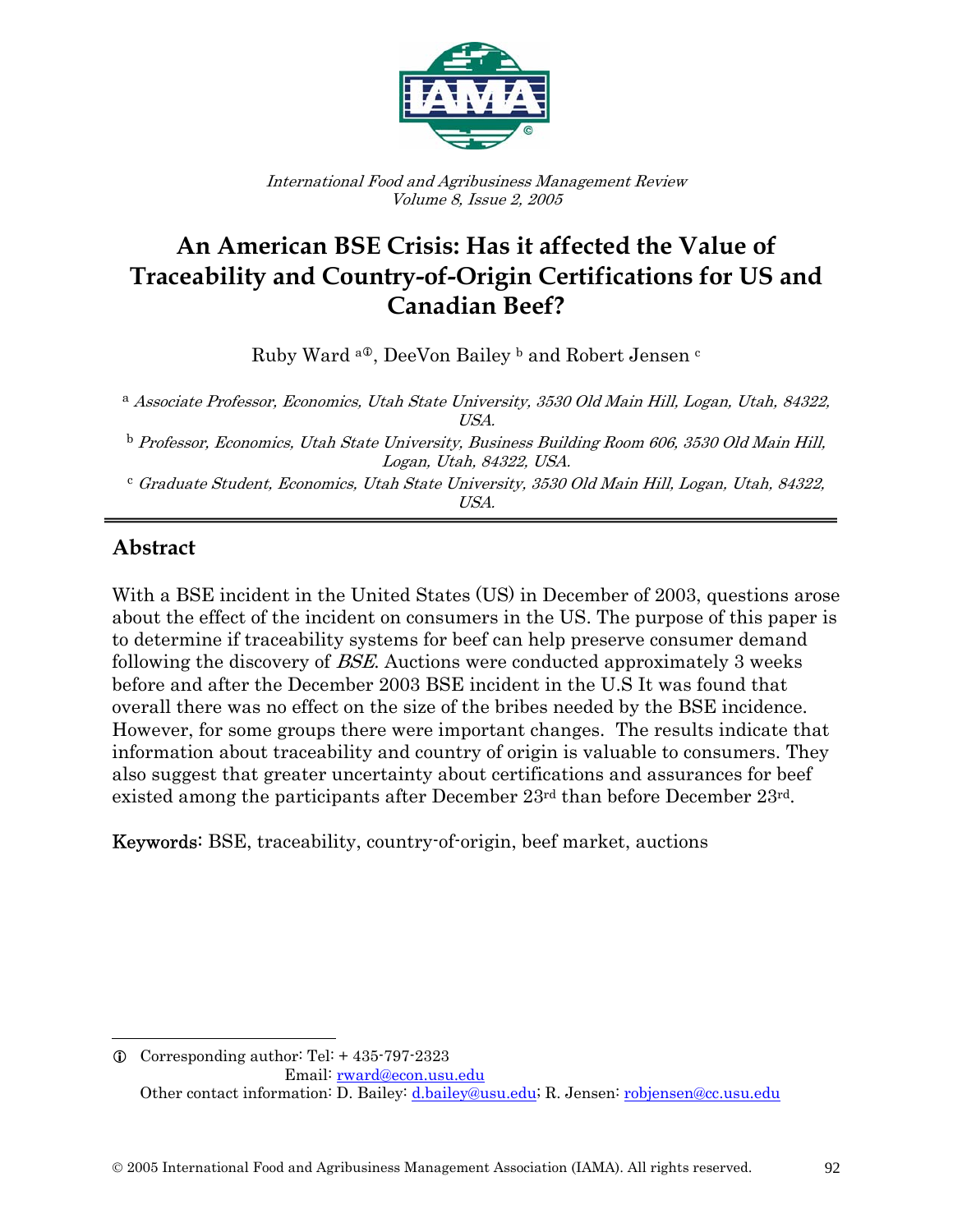*International Food and Agribusiness Management Review*
*Volume 8, Issue 2, 2005*

# An American BSE Crisis: Has it affected the Value of Traceability and Country-of-Origin Certifications for US and Canadian Beef?

Ruby Ward [a①], DeeVon Bailey [b] and Robert Jensen [c]

[a] *Associate Professor, Economics, Utah State University, 3530 Old Main Hill, Logan, Utah, 84322, USA.*

[b] *Professor, Economics, Utah State University, Business Building Room 606, 3530 Old Main Hill, Logan, Utah, 84322, USA.*

[c] *Graduate Student, Economics, Utah State University, 3530 Old Main Hill, Logan, Utah, 84322, USA.*

## Abstract

With a BSE incident in the United States (US) in December of 2003, questions arose about the effect of the incident on consumers in the US. The purpose of this paper is to determine if traceability systems for beef can help preserve consumer demand following the discovery of *BSE*. Auctions were conducted approximately 3 weeks before and after the December 2003 BSE incident in the U.S It was found that overall there was no effect on the size of the bribes needed by the BSE incidence. However, for some groups there were important changes. The results indicate that information about traceability and country of origin is valuable to consumers. They also suggest that greater uncertainty about certifications and assurances for beef existed among the participants after December 23rd than before December 23rd.

**Keywords**: BSE, traceability, country-of-origin, beef market, auctions

① Corresponding author: Tel: + 435-797-2323
Email: rward@econ.usu.edu
Other contact information: D. Bailey: d.bailey@usu.edu; R. Jensen: robjensen@cc.usu.edu

© 2005 International Food and Agribusiness Management Association (IAMA). All rights reserved.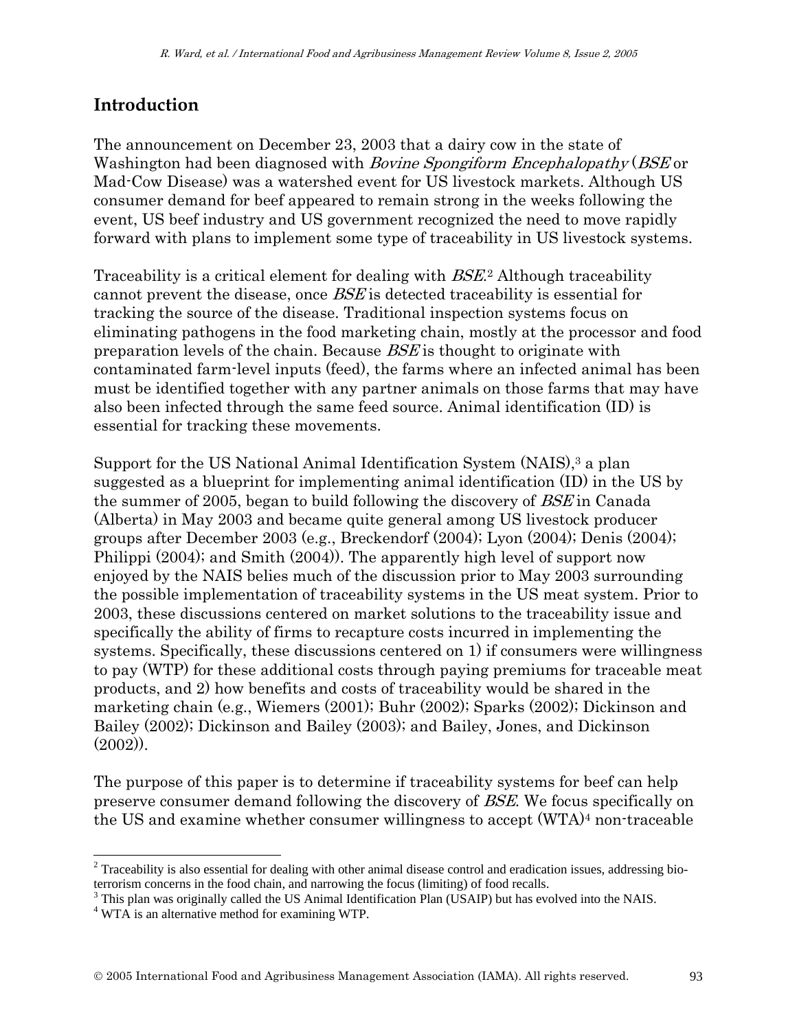## Introduction

The announcement on December 23, 2003 that a dairy cow in the state of Washington had been diagnosed with *Bovine Spongiform Encephalopathy* (*BSE* or Mad-Cow Disease) was a watershed event for US livestock markets. Although US consumer demand for beef appeared to remain strong in the weeks following the event, US beef industry and US government recognized the need to move rapidly forward with plans to implement some type of traceability in US livestock systems.

Traceability is a critical element for dealing with *BSE*.[2] Although traceability cannot prevent the disease, once *BSE* is detected traceability is essential for tracking the source of the disease. Traditional inspection systems focus on eliminating pathogens in the food marketing chain, mostly at the processor and food preparation levels of the chain. Because *BSE* is thought to originate with contaminated farm-level inputs (feed), the farms where an infected animal has been must be identified together with any partner animals on those farms that may have also been infected through the same feed source. Animal identification (ID) is essential for tracking these movements.

Support for the US National Animal Identification System (NAIS),[3] a plan suggested as a blueprint for implementing animal identification (ID) in the US by the summer of 2005, began to build following the discovery of *BSE* in Canada (Alberta) in May 2003 and became quite general among US livestock producer groups after December 2003 (e.g., Breckendorf (2004); Lyon (2004); Denis (2004); Philippi (2004); and Smith (2004)). The apparently high level of support now enjoyed by the NAIS belies much of the discussion prior to May 2003 surrounding the possible implementation of traceability systems in the US meat system. Prior to 2003, these discussions centered on market solutions to the traceability issue and specifically the ability of firms to recapture costs incurred in implementing the systems. Specifically, these discussions centered on 1) if consumers were willingness to pay (WTP) for these additional costs through paying premiums for traceable meat products, and 2) how benefits and costs of traceability would be shared in the marketing chain (e.g., Wiemers (2001); Buhr (2002); Sparks (2002); Dickinson and Bailey (2002); Dickinson and Bailey (2003); and Bailey, Jones, and Dickinson (2002)).

The purpose of this paper is to determine if traceability systems for beef can help preserve consumer demand following the discovery of *BSE*. We focus specifically on the US and examine whether consumer willingness to accept (WTA)[4] non-traceable

---

[2] Traceability is also essential for dealing with other animal disease control and eradication issues, addressing bio-terrorism concerns in the food chain, and narrowing the focus (limiting) of food recalls.

[3] This plan was originally called the US Animal Identification Plan (USAIP) but has evolved into the NAIS.

[4] WTA is an alternative method for examining WTP.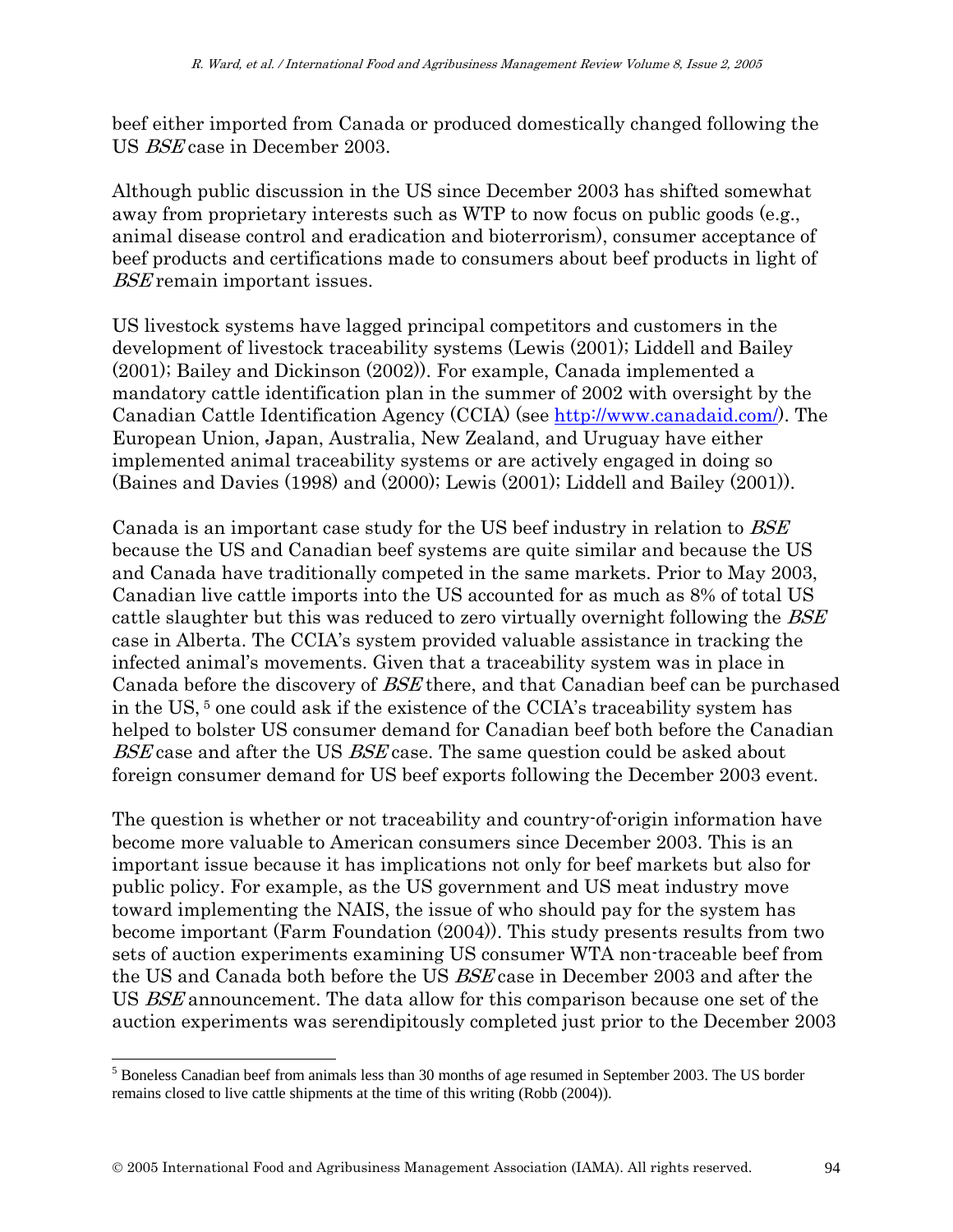beef either imported from Canada or produced domestically changed following the US *BSE* case in December 2003.

Although public discussion in the US since December 2003 has shifted somewhat away from proprietary interests such as WTP to now focus on public goods (e.g., animal disease control and eradication and bioterrorism), consumer acceptance of beef products and certifications made to consumers about beef products in light of *BSE* remain important issues.

US livestock systems have lagged principal competitors and customers in the development of livestock traceability systems (Lewis (2001); Liddell and Bailey (2001); Bailey and Dickinson (2002)). For example, Canada implemented a mandatory cattle identification plan in the summer of 2002 with oversight by the Canadian Cattle Identification Agency (CCIA) (see http://www.canadaid.com/). The European Union, Japan, Australia, New Zealand, and Uruguay have either implemented animal traceability systems or are actively engaged in doing so (Baines and Davies (1998) and (2000); Lewis (2001); Liddell and Bailey (2001)).

Canada is an important case study for the US beef industry in relation to *BSE* because the US and Canadian beef systems are quite similar and because the US and Canada have traditionally competed in the same markets. Prior to May 2003, Canadian live cattle imports into the US accounted for as much as 8% of total US cattle slaughter but this was reduced to zero virtually overnight following the *BSE* case in Alberta. The CCIA's system provided valuable assistance in tracking the infected animal's movements. Given that a traceability system was in place in Canada before the discovery of *BSE* there, and that Canadian beef can be purchased in the US, [5] one could ask if the existence of the CCIA's traceability system has helped to bolster US consumer demand for Canadian beef both before the Canadian *BSE* case and after the US *BSE* case. The same question could be asked about foreign consumer demand for US beef exports following the December 2003 event.

The question is whether or not traceability and country-of-origin information have become more valuable to American consumers since December 2003. This is an important issue because it has implications not only for beef markets but also for public policy. For example, as the US government and US meat industry move toward implementing the NAIS, the issue of who should pay for the system has become important (Farm Foundation (2004)). This study presents results from two sets of auction experiments examining US consumer WTA non-traceable beef from the US and Canada both before the US *BSE* case in December 2003 and after the US *BSE* announcement. The data allow for this comparison because one set of the auction experiments was serendipitously completed just prior to the December 2003

---

[5] Boneless Canadian beef from animals less than 30 months of age resumed in September 2003. The US border remains closed to live cattle shipments at the time of this writing (Robb (2004)).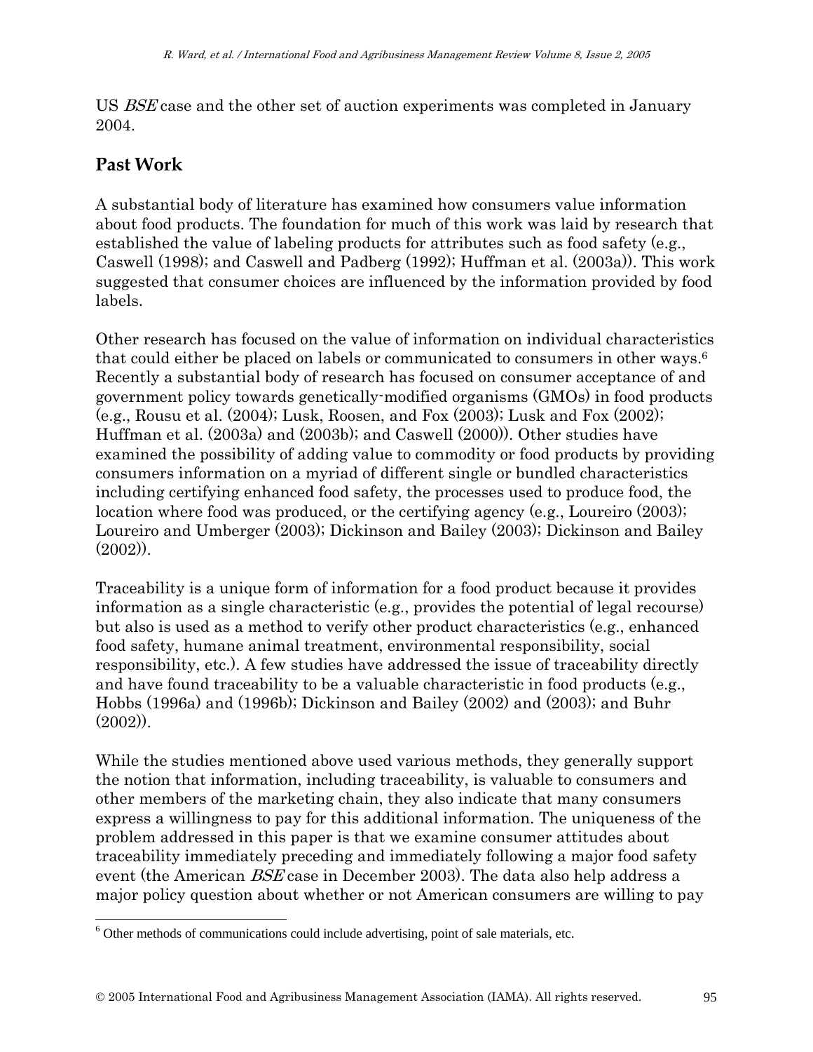US *BSE* case and the other set of auction experiments was completed in January 2004.

## Past Work

A substantial body of literature has examined how consumers value information about food products. The foundation for much of this work was laid by research that established the value of labeling products for attributes such as food safety (e.g., Caswell (1998); and Caswell and Padberg (1992); Huffman et al. (2003a)). This work suggested that consumer choices are influenced by the information provided by food labels.

Other research has focused on the value of information on individual characteristics that could either be placed on labels or communicated to consumers in other ways.[6] Recently a substantial body of research has focused on consumer acceptance of and government policy towards genetically-modified organisms (GMOs) in food products (e.g., Rousu et al. (2004); Lusk, Roosen, and Fox (2003); Lusk and Fox (2002); Huffman et al. (2003a) and (2003b); and Caswell (2000)). Other studies have examined the possibility of adding value to commodity or food products by providing consumers information on a myriad of different single or bundled characteristics including certifying enhanced food safety, the processes used to produce food, the location where food was produced, or the certifying agency (e.g., Loureiro (2003); Loureiro and Umberger (2003); Dickinson and Bailey (2003); Dickinson and Bailey (2002)).

Traceability is a unique form of information for a food product because it provides information as a single characteristic (e.g., provides the potential of legal recourse) but also is used as a method to verify other product characteristics (e.g., enhanced food safety, humane animal treatment, environmental responsibility, social responsibility, etc.). A few studies have addressed the issue of traceability directly and have found traceability to be a valuable characteristic in food products (e.g., Hobbs (1996a) and (1996b); Dickinson and Bailey (2002) and (2003); and Buhr (2002)).

While the studies mentioned above used various methods, they generally support the notion that information, including traceability, is valuable to consumers and other members of the marketing chain, they also indicate that many consumers express a willingness to pay for this additional information. The uniqueness of the problem addressed in this paper is that we examine consumer attitudes about traceability immediately preceding and immediately following a major food safety event (the American *BSE* case in December 2003). The data also help address a major policy question about whether or not American consumers are willing to pay

[6] Other methods of communications could include advertising, point of sale materials, etc.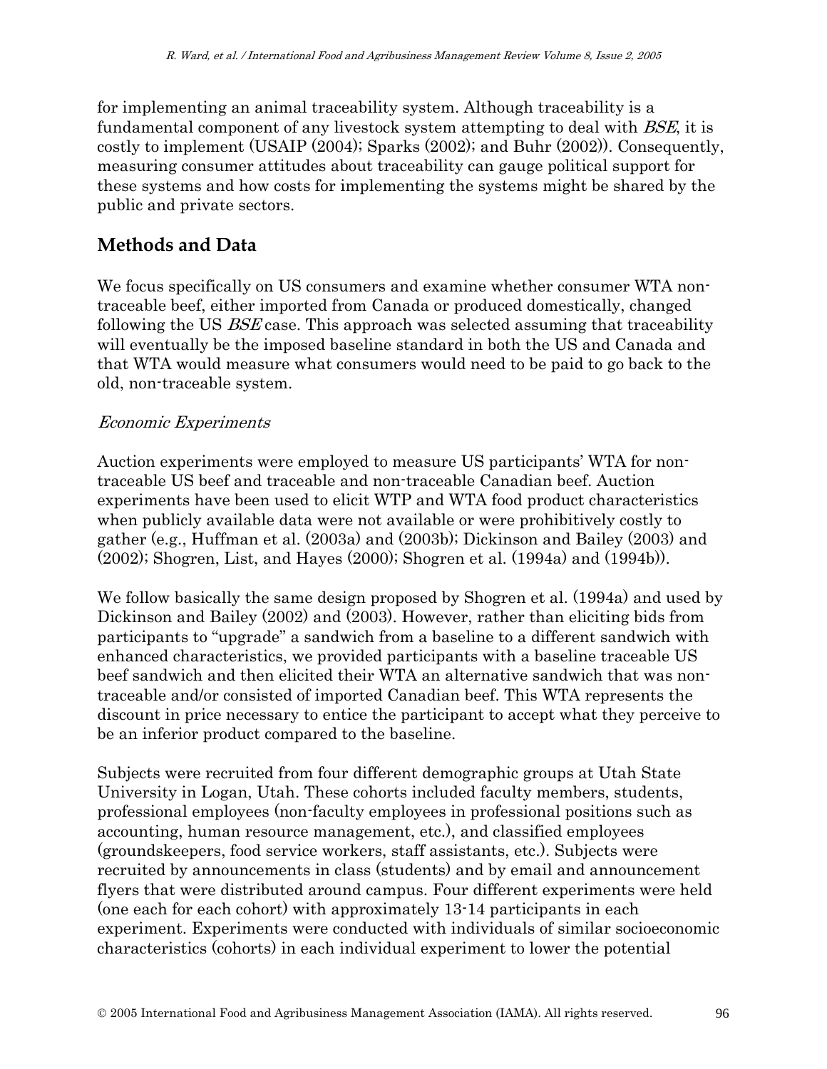for implementing an animal traceability system. Although traceability is a fundamental component of any livestock system attempting to deal with *BSE*, it is costly to implement (USAIP (2004); Sparks (2002); and Buhr (2002)). Consequently, measuring consumer attitudes about traceability can gauge political support for these systems and how costs for implementing the systems might be shared by the public and private sectors.

## Methods and Data

We focus specifically on US consumers and examine whether consumer WTA non-traceable beef, either imported from Canada or produced domestically, changed following the US *BSE* case. This approach was selected assuming that traceability will eventually be the imposed baseline standard in both the US and Canada and that WTA would measure what consumers would need to be paid to go back to the old, non-traceable system.

### *Economic Experiments*

Auction experiments were employed to measure US participants' WTA for non-traceable US beef and traceable and non-traceable Canadian beef. Auction experiments have been used to elicit WTP and WTA food product characteristics when publicly available data were not available or were prohibitively costly to gather (e.g., Huffman et al. (2003a) and (2003b); Dickinson and Bailey (2003) and (2002); Shogren, List, and Hayes (2000); Shogren et al. (1994a) and (1994b)).

We follow basically the same design proposed by Shogren et al. (1994a) and used by Dickinson and Bailey (2002) and (2003). However, rather than eliciting bids from participants to "upgrade" a sandwich from a baseline to a different sandwich with enhanced characteristics, we provided participants with a baseline traceable US beef sandwich and then elicited their WTA an alternative sandwich that was non-traceable and/or consisted of imported Canadian beef. This WTA represents the discount in price necessary to entice the participant to accept what they perceive to be an inferior product compared to the baseline.

Subjects were recruited from four different demographic groups at Utah State University in Logan, Utah. These cohorts included faculty members, students, professional employees (non-faculty employees in professional positions such as accounting, human resource management, etc.), and classified employees (groundskeepers, food service workers, staff assistants, etc.). Subjects were recruited by announcements in class (students) and by email and announcement flyers that were distributed around campus. Four different experiments were held (one each for each cohort) with approximately 13-14 participants in each experiment. Experiments were conducted with individuals of similar socioeconomic characteristics (cohorts) in each individual experiment to lower the potential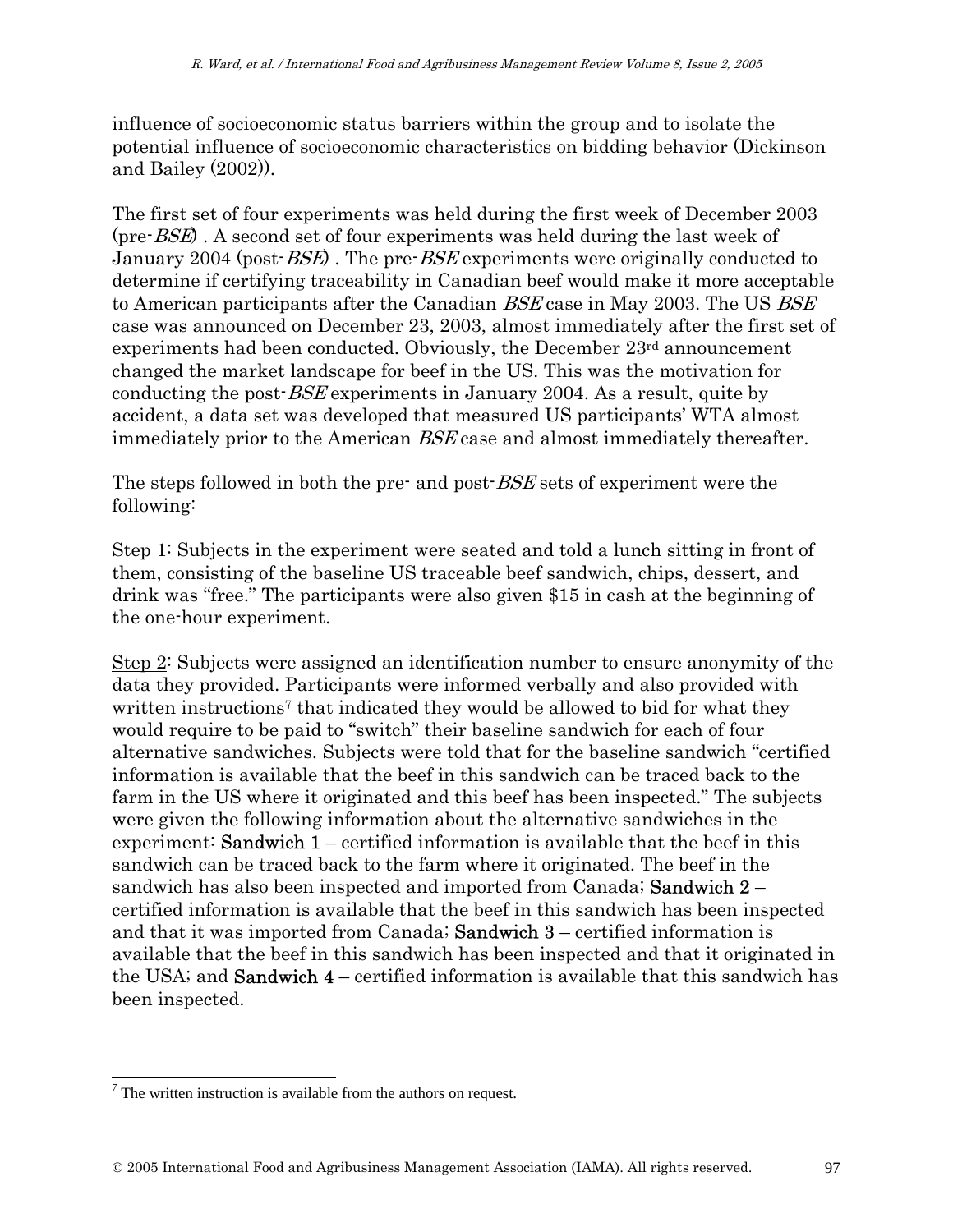influence of socioeconomic status barriers within the group and to isolate the potential influence of socioeconomic characteristics on bidding behavior (Dickinson and Bailey (2002)).

The first set of four experiments was held during the first week of December 2003 (pre-*BSE*) . A second set of four experiments was held during the last week of January 2004 (post-*BSE*) . The pre-*BSE* experiments were originally conducted to determine if certifying traceability in Canadian beef would make it more acceptable to American participants after the Canadian *BSE* case in May 2003. The US *BSE* case was announced on December 23, 2003, almost immediately after the first set of experiments had been conducted. Obviously, the December 23rd announcement changed the market landscape for beef in the US. This was the motivation for conducting the post-*BSE* experiments in January 2004. As a result, quite by accident, a data set was developed that measured US participants' WTA almost immediately prior to the American *BSE* case and almost immediately thereafter.

The steps followed in both the pre- and post-*BSE* sets of experiment were the following:

Step 1: Subjects in the experiment were seated and told a lunch sitting in front of them, consisting of the baseline US traceable beef sandwich, chips, dessert, and drink was "free." The participants were also given $15 in cash at the beginning of the one-hour experiment.

Step 2: Subjects were assigned an identification number to ensure anonymity of the data they provided. Participants were informed verbally and also provided with written instructions[7] that indicated they would be allowed to bid for what they would require to be paid to "switch" their baseline sandwich for each of four alternative sandwiches. Subjects were told that for the baseline sandwich "certified information is available that the beef in this sandwich can be traced back to the farm in the US where it originated and this beef has been inspected." The subjects were given the following information about the alternative sandwiches in the experiment: **Sandwich 1** – certified information is available that the beef in this sandwich can be traced back to the farm where it originated. The beef in the sandwich has also been inspected and imported from Canada; **Sandwich 2** – certified information is available that the beef in this sandwich has been inspected and that it was imported from Canada; **Sandwich 3** – certified information is available that the beef in this sandwich has been inspected and that it originated in the USA; and **Sandwich 4** – certified information is available that this sandwich has been inspected.

[7] The written instruction is available from the authors on request.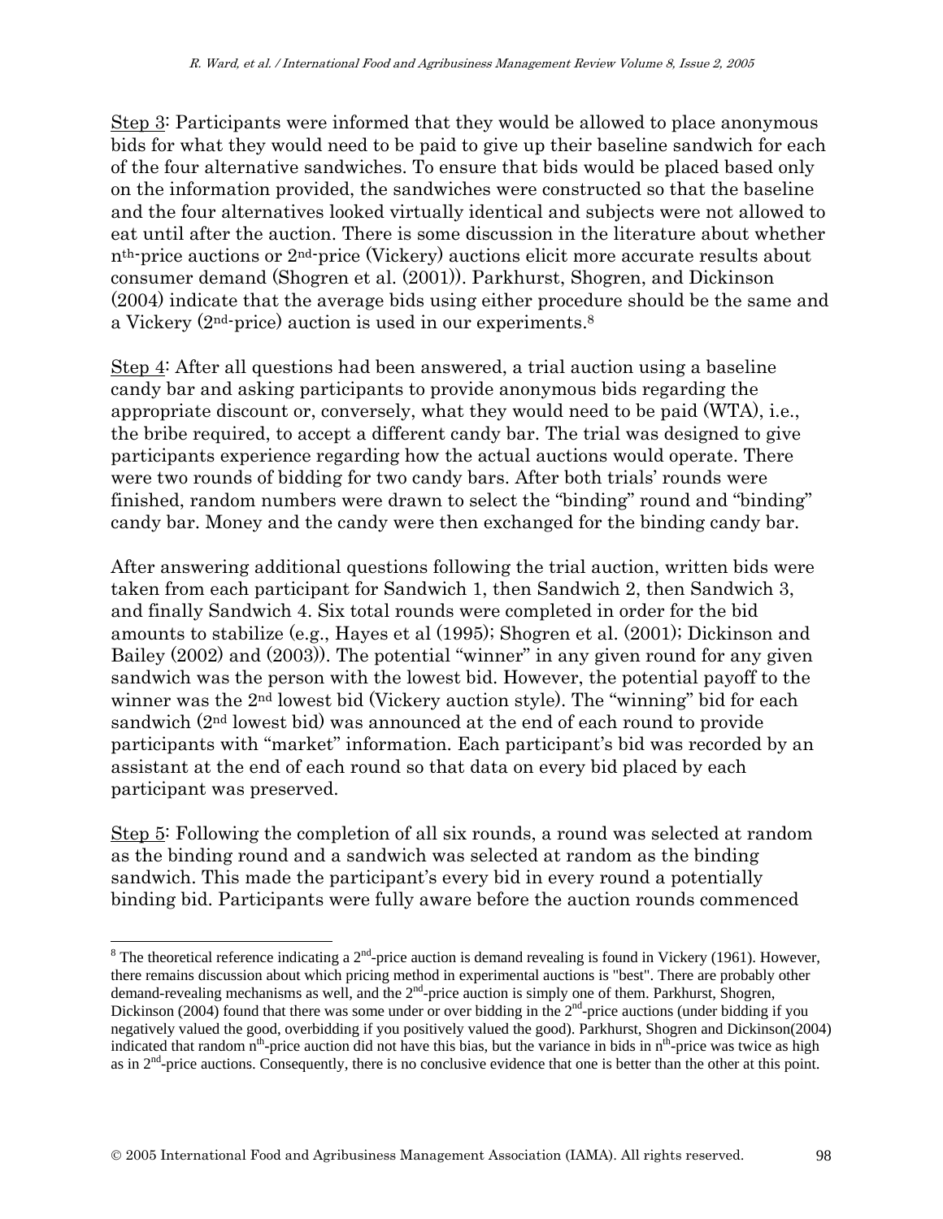Step 3: Participants were informed that they would be allowed to place anonymous bids for what they would need to be paid to give up their baseline sandwich for each of the four alternative sandwiches. To ensure that bids would be placed based only on the information provided, the sandwiches were constructed so that the baseline and the four alternatives looked virtually identical and subjects were not allowed to eat until after the auction. There is some discussion in the literature about whether $n^{th}$-price auctions or $2^{nd}$-price (Vickery) auctions elicit more accurate results about consumer demand (Shogren et al. (2001)). Parkhurst, Shogren, and Dickinson (2004) indicate that the average bids using either procedure should be the same and a Vickery ($2^{nd}$-price) auction is used in our experiments.[8]

Step 4: After all questions had been answered, a trial auction using a baseline candy bar and asking participants to provide anonymous bids regarding the appropriate discount or, conversely, what they would need to be paid (WTA), i.e., the bribe required, to accept a different candy bar. The trial was designed to give participants experience regarding how the actual auctions would operate. There were two rounds of bidding for two candy bars. After both trials' rounds were finished, random numbers were drawn to select the "binding" round and "binding" candy bar. Money and the candy were then exchanged for the binding candy bar.

After answering additional questions following the trial auction, written bids were taken from each participant for Sandwich 1, then Sandwich 2, then Sandwich 3, and finally Sandwich 4. Six total rounds were completed in order for the bid amounts to stabilize (e.g., Hayes et al (1995); Shogren et al. (2001); Dickinson and Bailey (2002) and (2003)). The potential "winner" in any given round for any given sandwich was the person with the lowest bid. However, the potential payoff to the winner was the $2^{nd}$ lowest bid (Vickery auction style). The "winning" bid for each sandwich ($2^{nd}$ lowest bid) was announced at the end of each round to provide participants with "market" information. Each participant's bid was recorded by an assistant at the end of each round so that data on every bid placed by each participant was preserved.

Step 5: Following the completion of all six rounds, a round was selected at random as the binding round and a sandwich was selected at random as the binding sandwich. This made the participant's every bid in every round a potentially binding bid. Participants were fully aware before the auction rounds commenced

---

[8] The theoretical reference indicating a $2^{nd}$-price auction is demand revealing is found in Vickery (1961). However, there remains discussion about which pricing method in experimental auctions is "best". There are probably other demand-revealing mechanisms as well, and the $2^{nd}$-price auction is simply one of them. Parkhurst, Shogren, Dickinson (2004) found that there was some under or over bidding in the $2^{nd}$-price auctions (under bidding if you negatively valued the good, overbidding if you positively valued the good). Parkhurst, Shogren and Dickinson(2004) indicated that random $n^{th}$-price auction did not have this bias, but the variance in bids in $n^{th}$-price was twice as high as in $2^{nd}$-price auctions. Consequently, there is no conclusive evidence that one is better than the other at this point.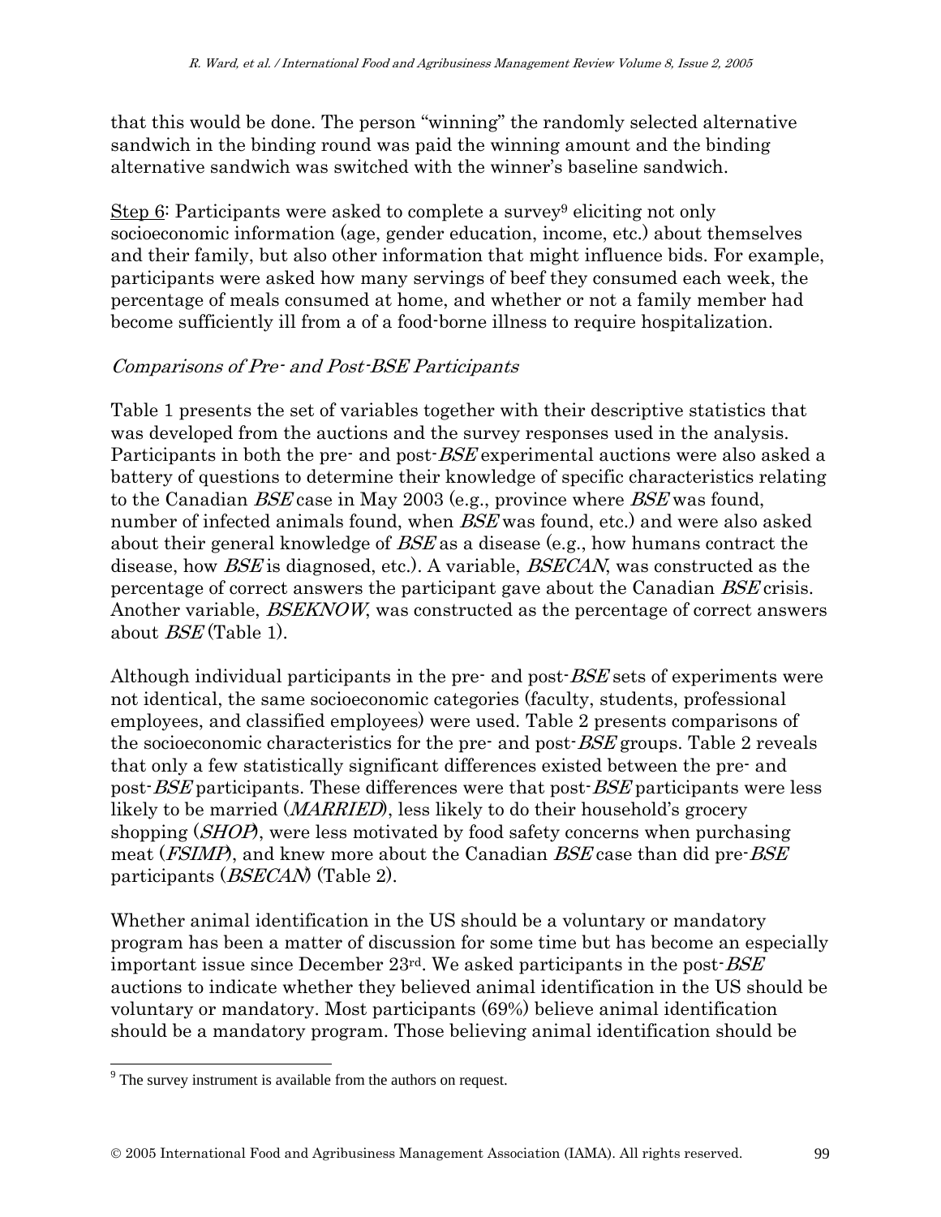that this would be done. The person "winning" the randomly selected alternative sandwich in the binding round was paid the winning amount and the binding alternative sandwich was switched with the winner's baseline sandwich.

Step 6: Participants were asked to complete a survey[9] eliciting not only socioeconomic information (age, gender education, income, etc.) about themselves and their family, but also other information that might influence bids. For example, participants were asked how many servings of beef they consumed each week, the percentage of meals consumed at home, and whether or not a family member had become sufficiently ill from a of a food-borne illness to require hospitalization.

*Comparisons of Pre- and Post-BSE Participants*

Table 1 presents the set of variables together with their descriptive statistics that was developed from the auctions and the survey responses used in the analysis. Participants in both the pre- and post-*BSE* experimental auctions were also asked a battery of questions to determine their knowledge of specific characteristics relating to the Canadian *BSE* case in May 2003 (e.g., province where *BSE* was found, number of infected animals found, when *BSE* was found, etc.) and were also asked about their general knowledge of *BSE* as a disease (e.g., how humans contract the disease, how *BSE* is diagnosed, etc.). A variable, *BSECAN*, was constructed as the percentage of correct answers the participant gave about the Canadian *BSE* crisis. Another variable, *BSEKNOW*, was constructed as the percentage of correct answers about *BSE* (Table 1).

Although individual participants in the pre- and post-*BSE* sets of experiments were not identical, the same socioeconomic categories (faculty, students, professional employees, and classified employees) were used. Table 2 presents comparisons of the socioeconomic characteristics for the pre- and post-*BSE* groups. Table 2 reveals that only a few statistically significant differences existed between the pre- and post-*BSE* participants. These differences were that post-*BSE* participants were less likely to be married (*MARRIED*), less likely to do their household's grocery shopping (*SHOP*), were less motivated by food safety concerns when purchasing meat (*FSIMP*), and knew more about the Canadian *BSE* case than did pre-*BSE* participants (*BSECAN*) (Table 2).

Whether animal identification in the US should be a voluntary or mandatory program has been a matter of discussion for some time but has become an especially important issue since December 23rd. We asked participants in the post-*BSE* auctions to indicate whether they believed animal identification in the US should be voluntary or mandatory. Most participants (69%) believe animal identification should be a mandatory program. Those believing animal identification should be

[9] The survey instrument is available from the authors on request.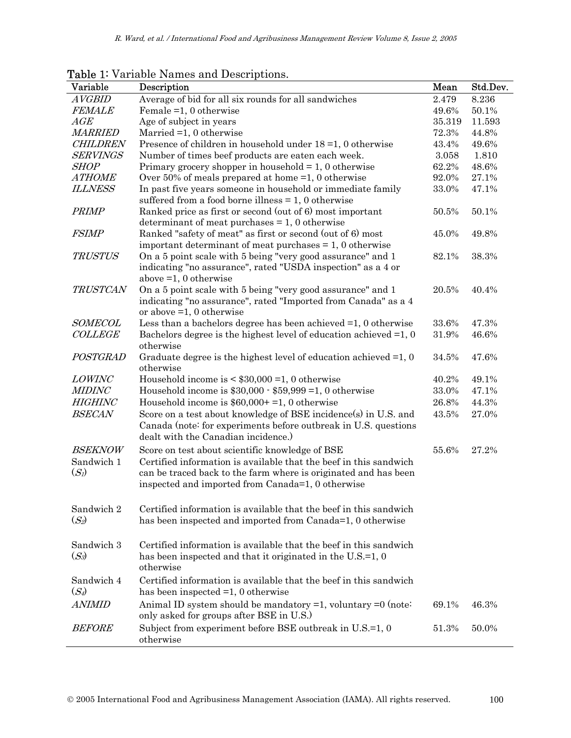**Table 1**: Variable Names and Descriptions.

| Variable | Description | Mean | Std.Dev. |
|---|---|---|---|
| *AVGBID* | Average of bid for all six rounds for all sandwiches | 2.479 | 8.236 |
| *FEMALE* | Female =1, 0 otherwise | 49.6% | 50.1% |
| *AGE* | Age of subject in years | 35.319 | 11.593 |
| *MARRIED* | Married =1, 0 otherwise | 72.3% | 44.8% |
| *CHILDREN* | Presence of children in household under 18 =1, 0 otherwise | 43.4% | 49.6% |
| *SERVINGS* | Number of times beef products are eaten each week. | 3.058 | 1.810 |
| *SHOP* | Primary grocery shopper in household = 1, 0 otherwise | 62.2% | 48.6% |
| *ATHOME* | Over 50% of meals prepared at home =1, 0 otherwise | 92.0% | 27.1% |
| *ILLNESS* | In past five years someone in household or immediate family suffered from a food borne illness = 1, 0 otherwise | 33.0% | 47.1% |
| *PRIMP* | Ranked price as first or second (out of 6) most important determinant of meat purchases = 1, 0 otherwise | 50.5% | 50.1% |
| *FSIMP* | Ranked "safety of meat" as first or second (out of 6) most important determinant of meat purchases = 1, 0 otherwise | 45.0% | 49.8% |
| *TRUSTUS* | On a 5 point scale with 5 being "very good assurance" and 1 indicating "no assurance", rated "USDA inspection" as a 4 or above =1, 0 otherwise | 82.1% | 38.3% |
| *TRUSTCAN* | On a 5 point scale with 5 being "very good assurance" and 1 indicating "no assurance", rated "Imported from Canada" as a 4 or above =1, 0 otherwise | 20.5% | 40.4% |
| *SOMECOL* | Less than a bachelors degree has been achieved =1, 0 otherwise | 33.6% | 47.3% |
| *COLLEGE* | Bachelors degree is the highest level of education achieved =1, 0 otherwise | 31.9% | 46.6% |
| *POSTGRAD* | Graduate degree is the highest level of education achieved =1, 0 otherwise | 34.5% | 47.6% |
| *LOWINC* | Household income is < $30,000 =1, 0 otherwise | 40.2% | 49.1% |
| *MIDINC* | Household income is $30,000 - $59,999 =1, 0 otherwise | 33.0% | 47.1% |
| *HIGHINC* | Household income is $60,000+ =1, 0 otherwise | 26.8% | 44.3% |
| *BSECAN* | Score on a test about knowledge of BSE incidence(s) in U.S. and Canada (note: for experiments before outbreak in U.S. questions dealt with the Canadian incidence.) | 43.5% | 27.0% |
| *BSEKNOW* | Score on test about scientific knowledge of BSE | 55.6% | 27.2% |
| Sandwich 1 ($S_1$) | Certified information is available that the beef in this sandwich can be traced back to the farm where is originated and has been inspected and imported from Canada=1, 0 otherwise | | |
| Sandwich 2 ($S_2$) | Certified information is available that the beef in this sandwich has been inspected and imported from Canada=1, 0 otherwise | | |
| Sandwich 3 ($S_3$) | Certified information is available that the beef in this sandwich has been inspected and that it originated in the U.S.=1, 0 otherwise | | |
| Sandwich 4 ($S_4$) | Certified information is available that the beef in this sandwich has been inspected =1, 0 otherwise | | |
| *ANIMID* | Animal ID system should be mandatory =1, voluntary =0 (note: only asked for groups after BSE in U.S.) | 69.1% | 46.3% |
| *BEFORE* | Subject from experiment before BSE outbreak in U.S.=1, 0 otherwise | 51.3% | 50.0% |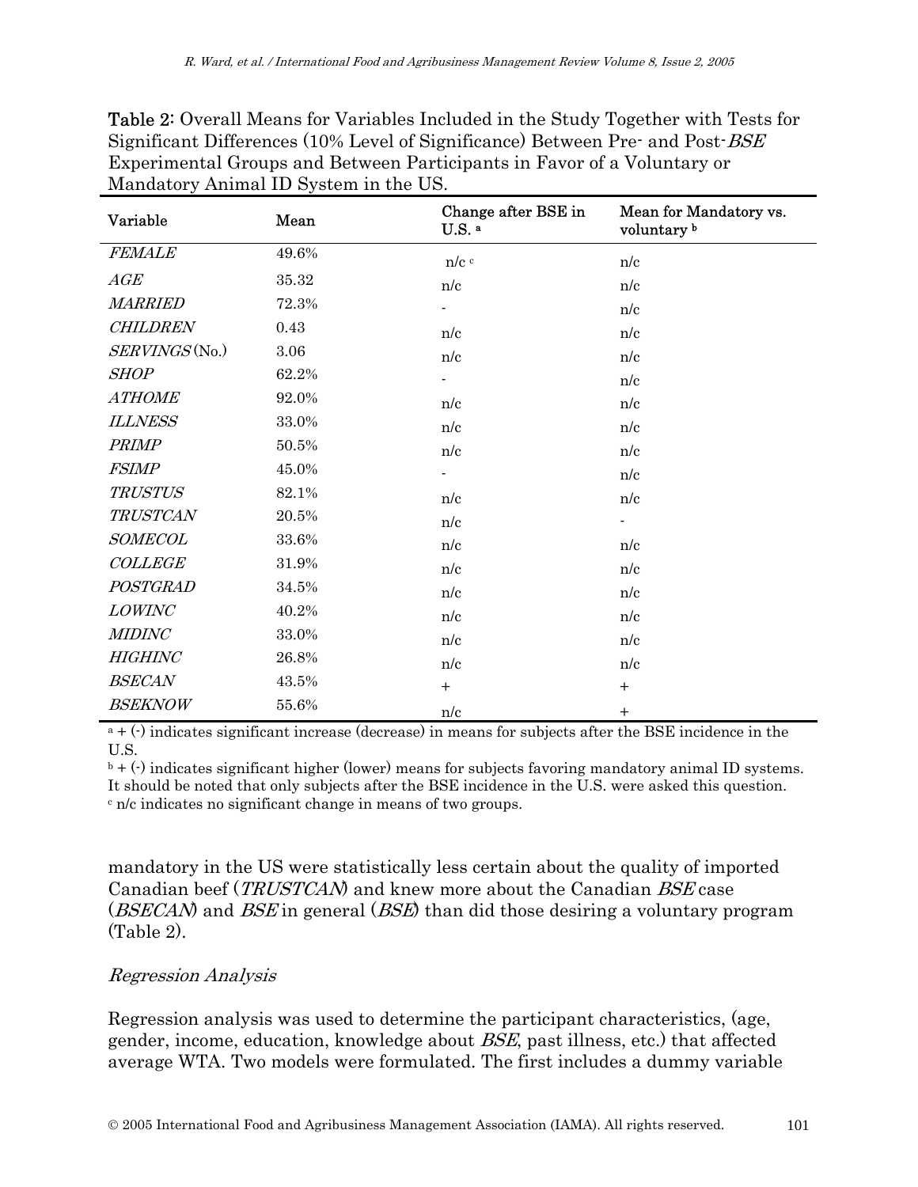**Table 2:** Overall Means for Variables Included in the Study Together with Tests for Significant Differences (10% Level of Significance) Between Pre- and Post-*BSE* Experimental Groups and Between Participants in Favor of a Voluntary or Mandatory Animal ID System in the US.

| Variable | Mean | Change after BSE in U.S. [a] | Mean for Mandatory vs. voluntary [b] |
|---|---|---|---|
| *FEMALE* | 49.6% | n/c [c] | n/c |
| *AGE* | 35.32 | n/c | n/c |
| *MARRIED* | 72.3% | - | n/c |
| *CHILDREN* | 0.43 | n/c | n/c |
| *SERVINGS* (No.) | 3.06 | n/c | n/c |
| *SHOP* | 62.2% | - | n/c |
| *ATHOME* | 92.0% | n/c | n/c |
| *ILLNESS* | 33.0% | n/c | n/c |
| *PRIMP* | 50.5% | n/c | n/c |
| *FSIMP* | 45.0% | - | n/c |
| *TRUSTUS* | 82.1% | n/c | n/c |
| *TRUSTCAN* | 20.5% | n/c | - |
| *SOMECOL* | 33.6% | n/c | n/c |
| *COLLEGE* | 31.9% | n/c | n/c |
| *POSTGRAD* | 34.5% | n/c | n/c |
| *LOWINC* | 40.2% | n/c | n/c |
| *MIDINC* | 33.0% | n/c | n/c |
| *HIGHINC* | 26.8% | n/c | n/c |
| *BSECAN* | 43.5% | + | + |
| *BSEKNOW* | 55.6% | n/c | + |

[a] + (-) indicates significant increase (decrease) in means for subjects after the BSE incidence in the U.S.
[b] + (-) indicates significant higher (lower) means for subjects favoring mandatory animal ID systems. It should be noted that only subjects after the BSE incidence in the U.S. were asked this question.
[c] n/c indicates no significant change in means of two groups.

mandatory in the US were statistically less certain about the quality of imported Canadian beef (*TRUSTCAN*) and knew more about the Canadian *BSE* case (*BSECAN*) and *BSE* in general (*BSE*) than did those desiring a voluntary program (Table 2).

### *Regression Analysis*

Regression analysis was used to determine the participant characteristics, (age, gender, income, education, knowledge about *BSE*, past illness, etc.) that affected average WTA. Two models were formulated. The first includes a dummy variable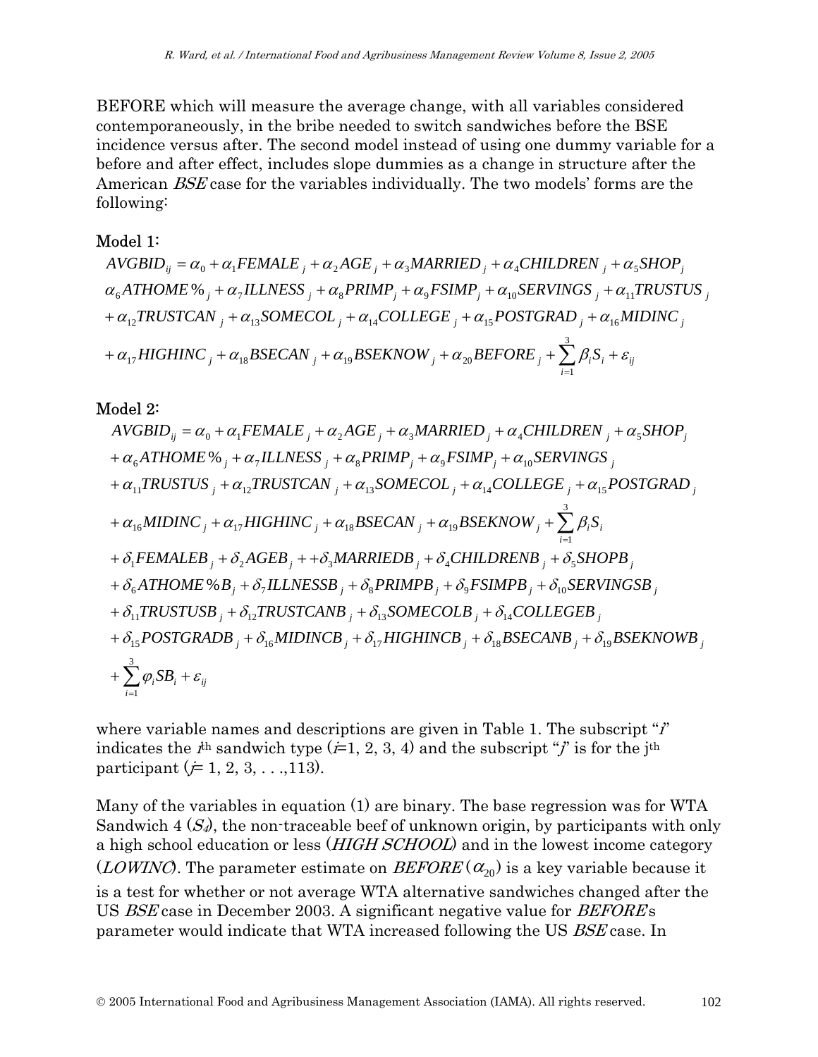BEFORE which will measure the average change, with all variables considered contemporaneously, in the bribe needed to switch sandwiches before the BSE incidence versus after. The second model instead of using one dummy variable for a before and after effect, includes slope dummies as a change in structure after the American *BSE* case for the variables individually. The two models' forms are the following:

Model 1:

$$
\begin{aligned}
AVGBID_{ij} &= \alpha_0 + \alpha_1 FEMALE_j + \alpha_2 AGE_j + \alpha_3 MARRIED_j + \alpha_4 CHILDREN_j + \alpha_5 SHOP_j \\
&\alpha_6 ATHOME\%_j + \alpha_7 ILLNESS_j + \alpha_8 PRIMP_j + \alpha_9 FSIMP_j + \alpha_{10} SERVINGS_j + \alpha_{11} TRUSTUS_j \\
&+ \alpha_{12} TRUSTCAN_j + \alpha_{13} SOMECOL_j + \alpha_{14} COLLEGE_j + \alpha_{15} POSTGRAD_j + \alpha_{16} MIDINC_j \\
&+ \alpha_{17} HIGHINC_j + \alpha_{18} BSECAN_j + \alpha_{19} BSEKNOW_j + \alpha_{20} BEFORE_j + \sum_{i=1}^{3} \beta_i S_i + \varepsilon_{ij}
\end{aligned}
$$

Model 2:

$$
\begin{aligned}
AVGBID_{ij} &= \alpha_0 + \alpha_1 FEMALE_j + \alpha_2 AGE_j + \alpha_3 MARRIED_j + \alpha_4 CHILDREN_j + \alpha_5 SHOP_j \\
&+ \alpha_6 ATHOME\%_j + \alpha_7 ILLNESS_j + \alpha_8 PRIMP_j + \alpha_9 FSIMP_j + \alpha_{10} SERVINGS_j \\
&+ \alpha_{11} TRUSTUS_j + \alpha_{12} TRUSTCAN_j + \alpha_{13} SOMECOL_j + \alpha_{14} COLLEGE_j + \alpha_{15} POSTGRAD_j \\
&+ \alpha_{16} MIDINC_j + \alpha_{17} HIGHINC_j + \alpha_{18} BSECAN_j + \alpha_{19} BSEKNOW_j + \sum_{i=1}^{3} \beta_i S_i \\
&+ \delta_1 FEMALEB_j + \delta_2 AGEB_j + + \delta_3 MARRIEDB_j + \delta_4 CHILDRENB_j + \delta_5 SHOPB_j \\
&+ \delta_6 ATHOME\%B_j + \delta_7 ILLNESSB_j + \delta_8 PRIMPB_j + \delta_9 FSIMPB_j + \delta_{10} SERVINGSB_j \\
&+ \delta_{11} TRUSTUSB_j + \delta_{12} TRUSTCANB_j + \delta_{13} SOMECOLB_j + \delta_{14} COLLEGEB_j \\
&+ \delta_{15} POSTGRADB_j + \delta_{16} MIDINCB_j + \delta_{17} HIGHINCB_j + \delta_{18} BSECANB_j + \delta_{19} BSEKNOWB_j \\
&+ \sum_{i=1}^{3} \varphi_i SB_i + \varepsilon_{ij}
\end{aligned}
$$

where variable names and descriptions are given in Table 1. The subscript "$i$" indicates the $i^{th}$ sandwich type ($i$=1, 2, 3, 4) and the subscript "$j$" is for the j$^{th}$ participant ($j$= 1, 2, 3, . . .,113).

Many of the variables in equation (1) are binary. The base regression was for WTA Sandwich 4 ($S_4$), the non-traceable beef of unknown origin, by participants with only a high school education or less (*HIGH SCHOOL*) and in the lowest income category (*LOWINC*). The parameter estimate on *BEFORE* ($\alpha_{20}$) is a key variable because it is a test for whether or not average WTA alternative sandwiches changed after the US *BSE* case in December 2003. A significant negative value for *BEFORE*'s parameter would indicate that WTA increased following the US *BSE* case. In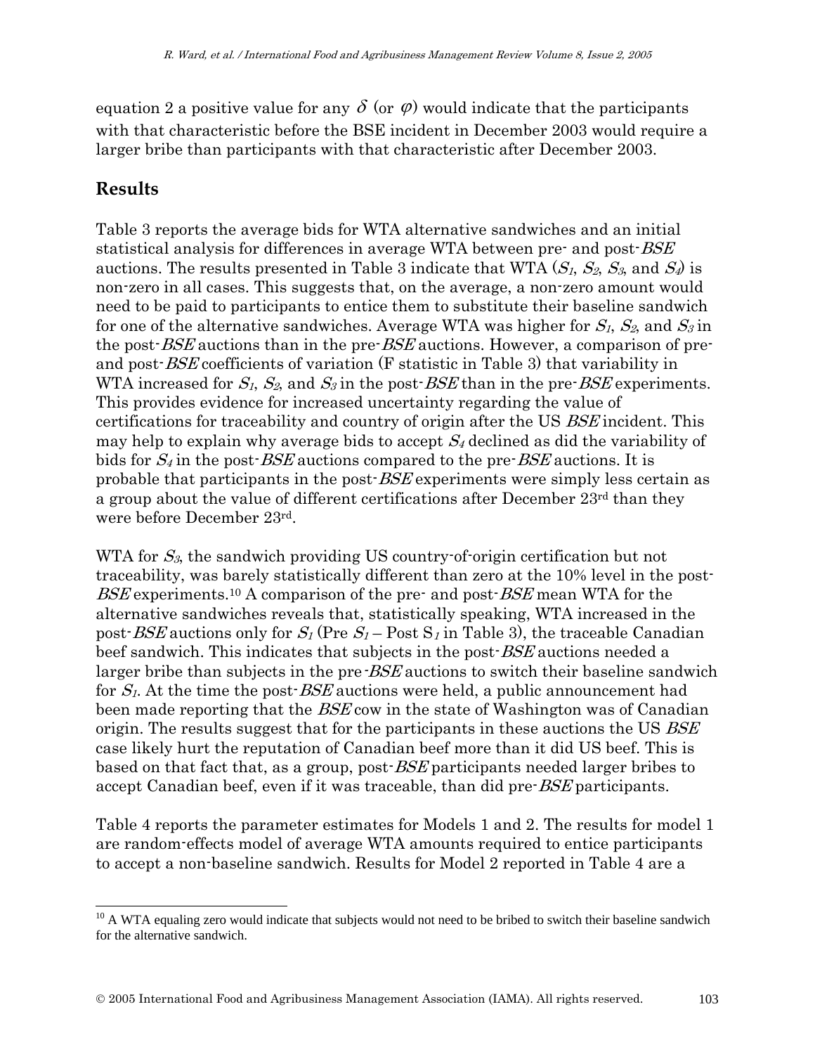equation 2 a positive value for any $\delta$ (or $\varphi$) would indicate that the participants with that characteristic before the BSE incident in December 2003 would require a larger bribe than participants with that characteristic after December 2003.

## Results

Table 3 reports the average bids for WTA alternative sandwiches and an initial statistical analysis for differences in average WTA between pre- and post-*BSE* auctions. The results presented in Table 3 indicate that WTA ($S_1$, $S_2$, $S_3$, and $S_4$) is non-zero in all cases. This suggests that, on the average, a non-zero amount would need to be paid to participants to entice them to substitute their baseline sandwich for one of the alternative sandwiches. Average WTA was higher for $S_1$, $S_2$, and $S_3$ in the post-*BSE* auctions than in the pre-*BSE* auctions. However, a comparison of pre- and post-*BSE* coefficients of variation (F statistic in Table 3) that variability in WTA increased for $S_1$, $S_2$, and $S_3$ in the post-*BSE* than in the pre-*BSE* experiments. This provides evidence for increased uncertainty regarding the value of certifications for traceability and country of origin after the US *BSE* incident. This may help to explain why average bids to accept $S_4$ declined as did the variability of bids for $S_4$ in the post-*BSE* auctions compared to the pre-*BSE* auctions. It is probable that participants in the post-*BSE* experiments were simply less certain as a group about the value of different certifications after December 23rd than they were before December 23rd.

WTA for $S_3$, the sandwich providing US country-of-origin certification but not traceability, was barely statistically different than zero at the 10% level in the post-*BSE* experiments.[10] A comparison of the pre- and post-*BSE* mean WTA for the alternative sandwiches reveals that, statistically speaking, WTA increased in the post-*BSE* auctions only for $S_1$ (Pre $S_1$ – Post $S_1$ in Table 3), the traceable Canadian beef sandwich. This indicates that subjects in the post-*BSE* auctions needed a larger bribe than subjects in the pre-*BSE* auctions to switch their baseline sandwich for $S_1$. At the time the post-*BSE* auctions were held, a public announcement had been made reporting that the *BSE* cow in the state of Washington was of Canadian origin. The results suggest that for the participants in these auctions the US *BSE* case likely hurt the reputation of Canadian beef more than it did US beef. This is based on that fact that, as a group, post-*BSE* participants needed larger bribes to accept Canadian beef, even if it was traceable, than did pre-*BSE* participants.

Table 4 reports the parameter estimates for Models 1 and 2. The results for model 1 are random-effects model of average WTA amounts required to entice participants to accept a non-baseline sandwich. Results for Model 2 reported in Table 4 are a

[10] A WTA equaling zero would indicate that subjects would not need to be bribed to switch their baseline sandwich for the alternative sandwich.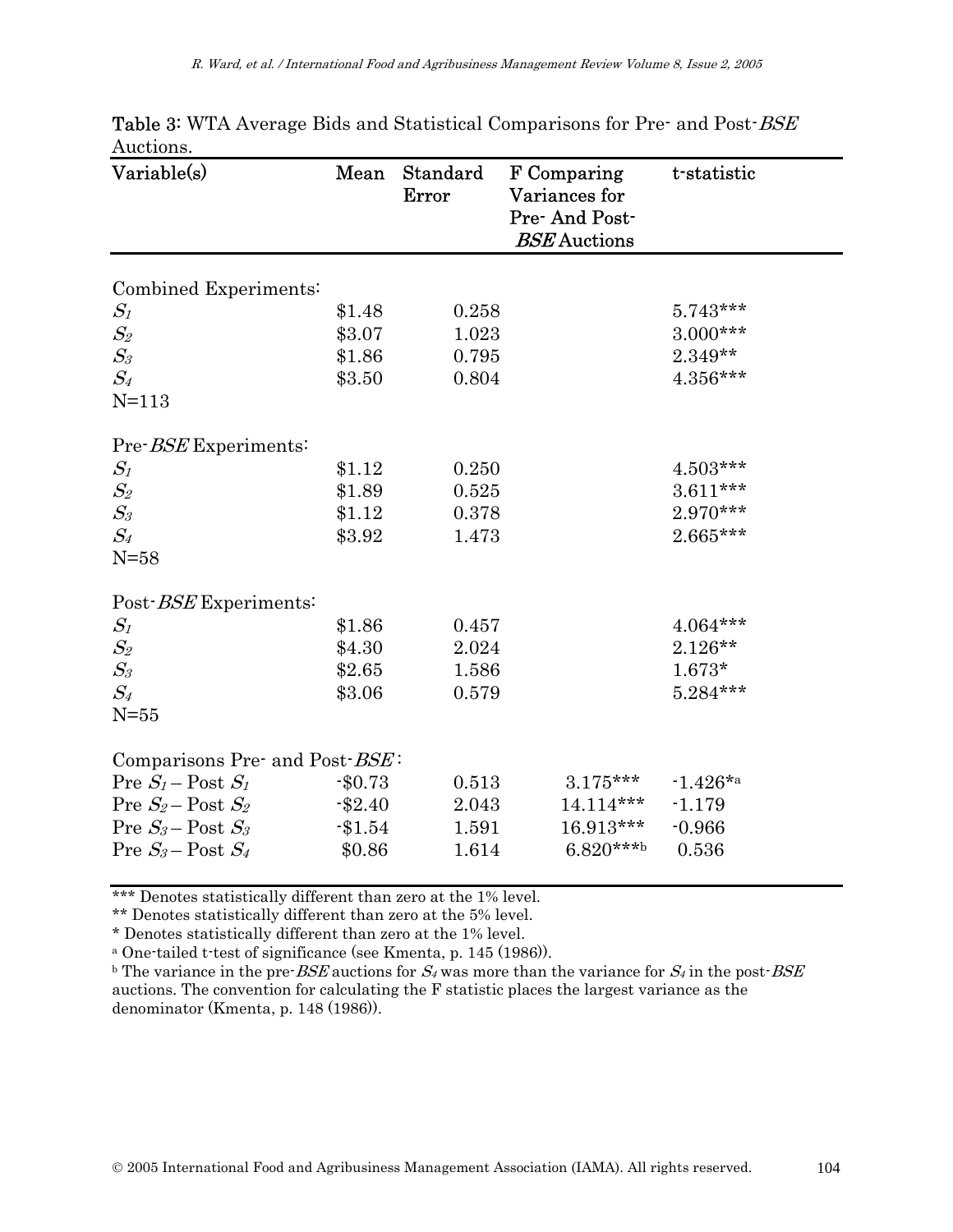**Table 3**: WTA Average Bids and Statistical Comparisons for Pre- and Post-*BSE* Auctions.

| Variable(s) | Mean | Standard Error | F Comparing Variances for Pre- And Post-*BSE* Auctions | t-statistic |
|---|---|---|---|---|
| Combined Experiments: | | | | |
| $S_1$ | \$1.48 | 0.258 | | 5.743*** |
| $S_2$ | \$3.07 | 1.023 | | 3.000*** |
| $S_3$ | \$1.86 | 0.795 | | 2.349** |
| $S_4$ | \$3.50 | 0.804 | | 4.356*** |
| N=113 | | | | |
| Pre-*BSE* Experiments: | | | | |
| $S_1$ | \$1.12 | 0.250 | | 4.503*** |
| $S_2$ | \$1.89 | 0.525 | | 3.611*** |
| $S_3$ | \$1.12 | 0.378 | | 2.970*** |
| $S_4$ | \$3.92 | 1.473 | | 2.665*** |
| N=58 | | | | |
| Post-*BSE* Experiments: | | | | |
| $S_1$ | \$1.86 | 0.457 | | 4.064*** |
| $S_2$ | \$4.30 | 2.024 | | 2.126** |
| $S_3$ | \$2.65 | 1.586 | | 1.673* |
| $S_4$ | \$3.06 | 0.579 | | 5.284*** |
| N=55 | | | | |
| Comparisons Pre- and Post-*BSE*: | | | | |
| Pre $S_1$ – Post $S_1$ | -\$0.73 | 0.513 | 3.175*** | -1.426*[a] |
| Pre $S_2$ – Post $S_2$ | -\$2.40 | 2.043 | 14.114*** | -1.179 |
| Pre $S_3$ – Post $S_3$ | -\$1.54 | 1.591 | 16.913*** | -0.966 |
| Pre $S_3$ – Post $S_4$ | \$0.86 | 1.614 | 6.820***[b] | 0.536 |

*** Denotes statistically different than zero at the 1% level.
** Denotes statistically different than zero at the 5% level.
* Denotes statistically different than zero at the 1% level.
[a] One-tailed t-test of significance (see Kmenta, p. 145 (1986)).
[b] The variance in the pre-*BSE* auctions for $S_4$ was more than the variance for $S_4$ in the post-*BSE* auctions. The convention for calculating the F statistic places the largest variance as the denominator (Kmenta, p. 148 (1986)).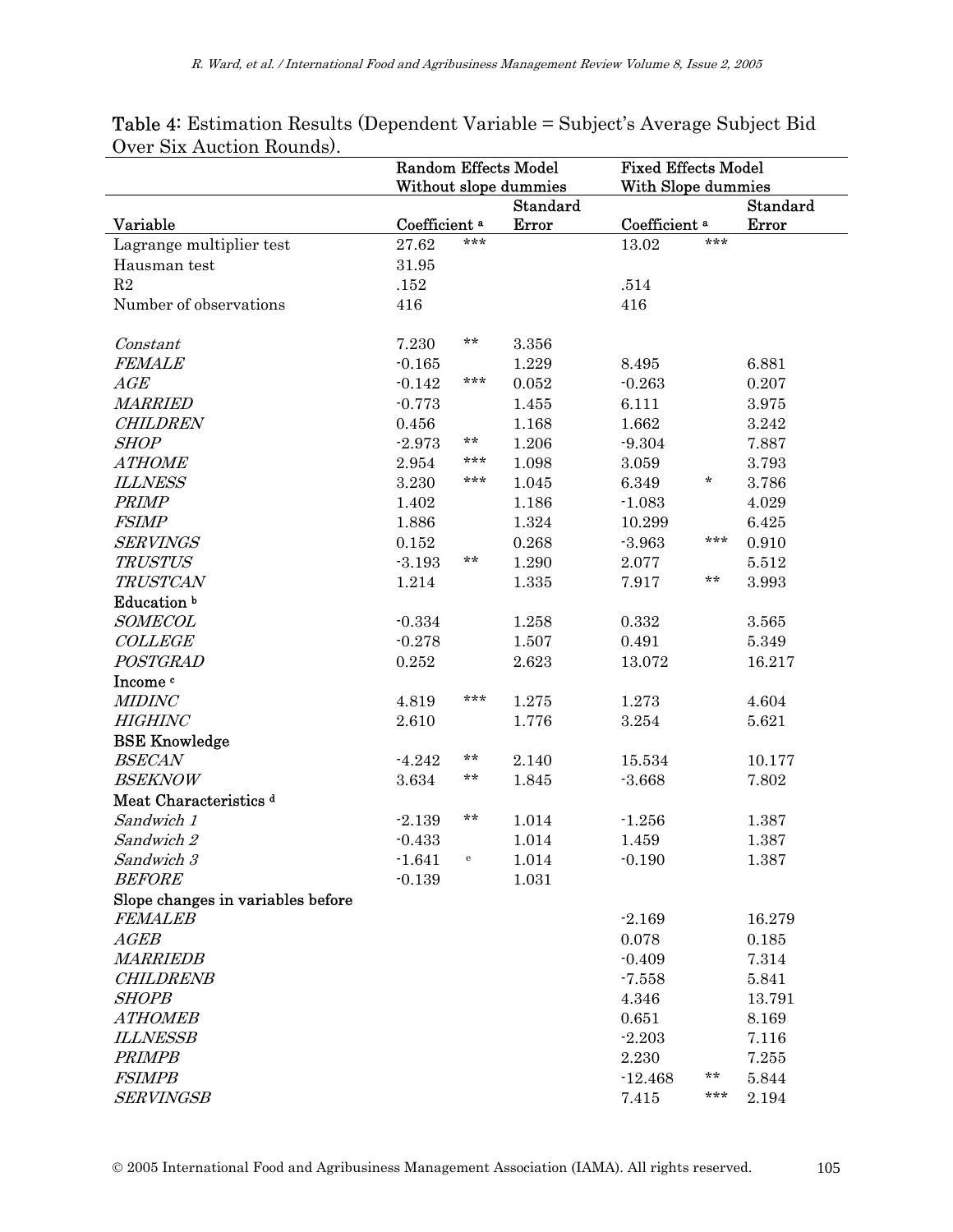**Table 4:** Estimation Results (Dependent Variable = Subject's Average Subject Bid Over Six Auction Rounds).

| | Random Effects Model Without slope dummies | | | Fixed Effects Model With Slope dummies | | |
|---|---|---|---|---|---|---|
| Variable | Coefficient [a] | | Standard Error | Coefficient [a] | | Standard Error |
| Lagrange multiplier test | 27.62 | *** | | 13.02 | *** | |
| Hausman test | 31.95 | | | | | |
| R2 | .152 | | | .514 | | |
| Number of observations | 416 | | | 416 | | |
| *Constant* | 7.230 | ** | 3.356 | | | |
| *FEMALE* | -0.165 | | 1.229 | 8.495 | | 6.881 |
| *AGE* | -0.142 | *** | 0.052 | -0.263 | | 0.207 |
| *MARRIED* | -0.773 | | 1.455 | 6.111 | | 3.975 |
| *CHILDREN* | 0.456 | | 1.168 | 1.662 | | 3.242 |
| *SHOP* | -2.973 | ** | 1.206 | -9.304 | | 7.887 |
| *ATHOME* | 2.954 | *** | 1.098 | 3.059 | | 3.793 |
| *ILLNESS* | 3.230 | *** | 1.045 | 6.349 | * | 3.786 |
| *PRIMP* | 1.402 | | 1.186 | -1.083 | | 4.029 |
| *FSIMP* | 1.886 | | 1.324 | 10.299 | | 6.425 |
| *SERVINGS* | 0.152 | | 0.268 | -3.963 | *** | 0.910 |
| *TRUSTUS* | -3.193 | ** | 1.290 | 2.077 | | 5.512 |
| *TRUSTCAN* | 1.214 | | 1.335 | 7.917 | ** | 3.993 |
| **Education** [b] | | | | | | |
| *SOMECOL* | -0.334 | | 1.258 | 0.332 | | 3.565 |
| *COLLEGE* | -0.278 | | 1.507 | 0.491 | | 5.349 |
| *POSTGRAD* | 0.252 | | 2.623 | 13.072 | | 16.217 |
| **Income** [c] | | | | | | |
| *MIDINC* | 4.819 | *** | 1.275 | 1.273 | | 4.604 |
| *HIGHINC* | 2.610 | | 1.776 | 3.254 | | 5.621 |
| **BSE Knowledge** | | | | | | |
| *BSECAN* | -4.242 | ** | 2.140 | 15.534 | | 10.177 |
| *BSEKNOW* | 3.634 | ** | 1.845 | -3.668 | | 7.802 |
| **Meat Characteristics** [d] | | | | | | |
| *Sandwich 1* | -2.139 | ** | 1.014 | -1.256 | | 1.387 |
| *Sandwich 2* | -0.433 | | 1.014 | 1.459 | | 1.387 |
| *Sandwich 3* | -1.641 | [e] | 1.014 | -0.190 | | 1.387 |
| *BEFORE* | -0.139 | | 1.031 | | | |
| **Slope changes in variables before** | | | | | | |
| *FEMALEB* | | | | -2.169 | | 16.279 |
| *AGEB* | | | | 0.078 | | 0.185 |
| *MARRIEDB* | | | | -0.409 | | 7.314 |
| *CHILDRENB* | | | | -7.558 | | 5.841 |
| *SHOPB* | | | | 4.346 | | 13.791 |
| *ATHOMEB* | | | | 0.651 | | 8.169 |
| *ILLNESSB* | | | | -2.203 | | 7.116 |
| *PRIMPB* | | | | 2.230 | | 7.255 |
| *FSIMPB* | | | | -12.468 | ** | 5.844 |
| *SERVINGSB* | | | | 7.415 | *** | 2.194 |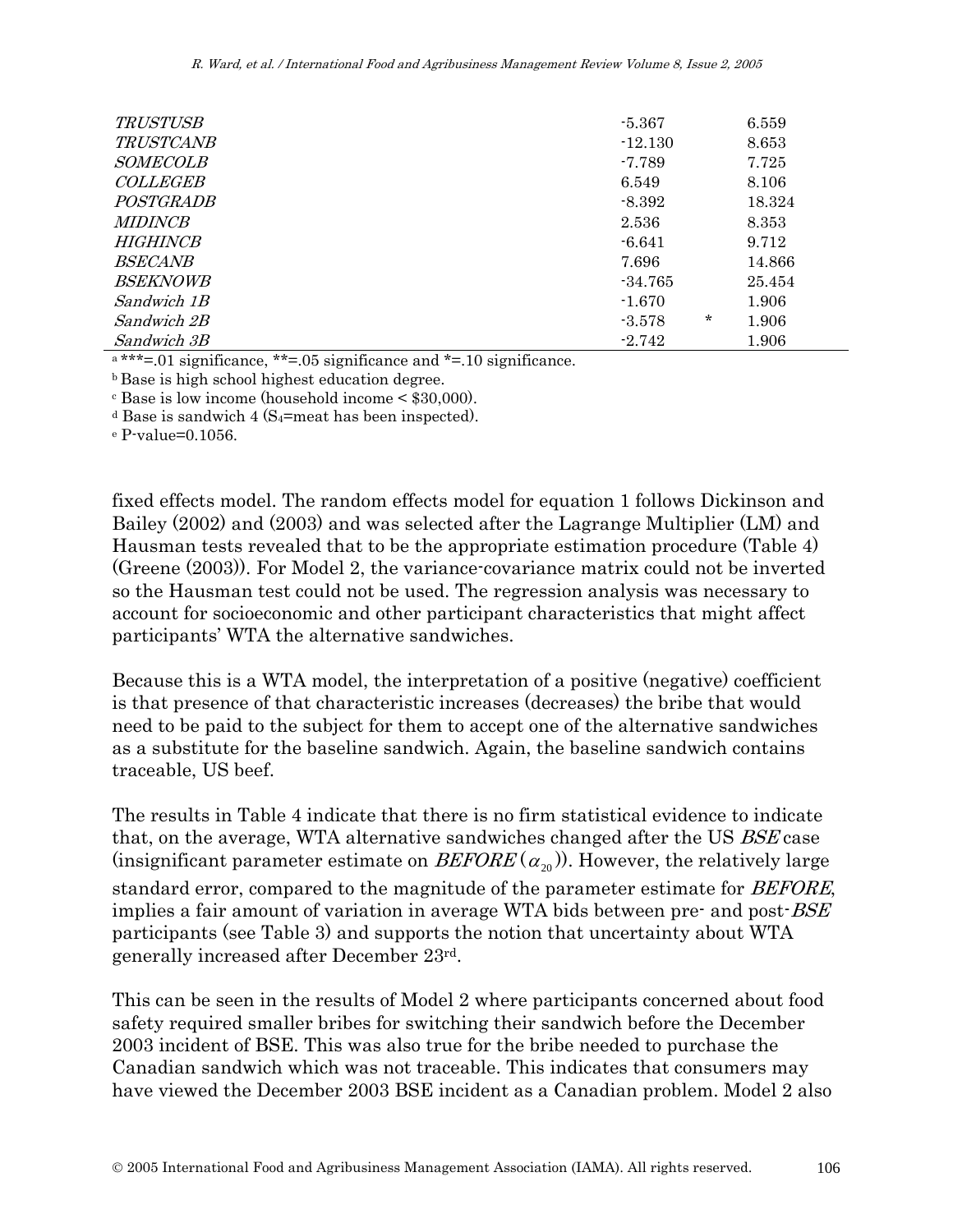| | | | |
|---|---|---|---|
| *TRUSTUSB* | -5.367 | | 6.559 |
| *TRUSTCANB* | -12.130 | | 8.653 |
| *SOMECOLB* | -7.789 | | 7.725 |
| *COLLEGEB* | 6.549 | | 8.106 |
| *POSTGRADB* | -8.392 | | 18.324 |
| *MIDINCB* | 2.536 | | 8.353 |
| *HIGHINCB* | -6.641 | | 9.712 |
| *BSECANB* | 7.696 | | 14.866 |
| *BSEKNOWB* | -34.765 | | 25.454 |
| *Sandwich 1B* | -1.670 | | 1.906 |
| *Sandwich 2B* | -3.578 | * | 1.906 |
| *Sandwich 3B* | -2.742 | | 1.906 |

[a] ***=.01 significance, **=.05 significance and *=.10 significance.
[b] Base is high school highest education degree.
[c] Base is low income (household income < $30,000).
[d] Base is sandwich 4 ($S_4$=meat has been inspected).
[e] P-value=0.1056.

fixed effects model. The random effects model for equation 1 follows Dickinson and Bailey (2002) and (2003) and was selected after the Lagrange Multiplier (LM) and Hausman tests revealed that to be the appropriate estimation procedure (Table 4) (Greene (2003)). For Model 2, the variance-covariance matrix could not be inverted so the Hausman test could not be used. The regression analysis was necessary to account for socioeconomic and other participant characteristics that might affect participants' WTA the alternative sandwiches.

Because this is a WTA model, the interpretation of a positive (negative) coefficient is that presence of that characteristic increases (decreases) the bribe that would need to be paid to the subject for them to accept one of the alternative sandwiches as a substitute for the baseline sandwich. Again, the baseline sandwich contains traceable, US beef.

The results in Table 4 indicate that there is no firm statistical evidence to indicate that, on the average, WTA alternative sandwiches changed after the US *BSE* case (insignificant parameter estimate on *BEFORE* ($\alpha_{20}$)). However, the relatively large standard error, compared to the magnitude of the parameter estimate for *BEFORE*, implies a fair amount of variation in average WTA bids between pre- and post-*BSE* participants (see Table 3) and supports the notion that uncertainty about WTA generally increased after December 23rd.

This can be seen in the results of Model 2 where participants concerned about food safety required smaller bribes for switching their sandwich before the December 2003 incident of BSE. This was also true for the bribe needed to purchase the Canadian sandwich which was not traceable. This indicates that consumers may have viewed the December 2003 BSE incident as a Canadian problem. Model 2 also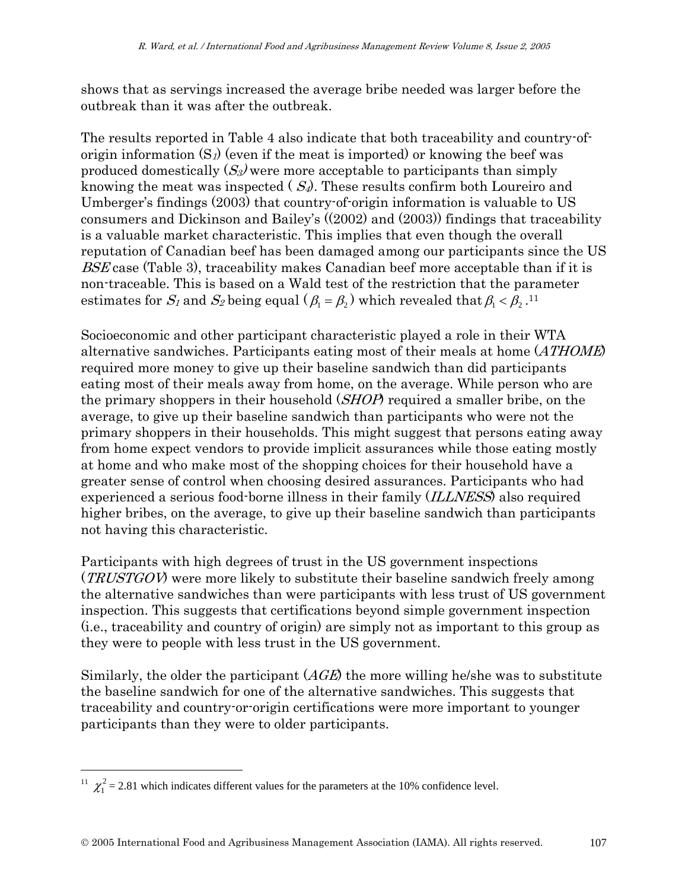shows that as servings increased the average bribe needed was larger before the outbreak than it was after the outbreak.

The results reported in Table 4 also indicate that both traceability and country-of-origin information ($S_1$) (even if the meat is imported) or knowing the beef was produced domestically ($S_3$) were more acceptable to participants than simply knowing the meat was inspected ( $S_4$). These results confirm both Loureiro and Umberger's findings (2003) that country-of-origin information is valuable to US consumers and Dickinson and Bailey's ((2002) and (2003)) findings that traceability is a valuable market characteristic. This implies that even though the overall reputation of Canadian beef has been damaged among our participants since the US *BSE* case (Table 3), traceability makes Canadian beef more acceptable than if it is non-traceable. This is based on a Wald test of the restriction that the parameter estimates for $S_1$ and $S_2$ being equal ( $\beta_1 = \beta_2$ ) which revealed that $\beta_1 < \beta_2$ .[11]

Socioeconomic and other participant characteristic played a role in their WTA alternative sandwiches. Participants eating most of their meals at home (*ATHOME*) required more money to give up their baseline sandwich than did participants eating most of their meals away from home, on the average. While person who are the primary shoppers in their household (*SHOP*) required a smaller bribe, on the average, to give up their baseline sandwich than participants who were not the primary shoppers in their households. This might suggest that persons eating away from home expect vendors to provide implicit assurances while those eating mostly at home and who make most of the shopping choices for their household have a greater sense of control when choosing desired assurances. Participants who had experienced a serious food-borne illness in their family (*ILLNESS*) also required higher bribes, on the average, to give up their baseline sandwich than participants not having this characteristic.

Participants with high degrees of trust in the US government inspections (*TRUSTGOV*) were more likely to substitute their baseline sandwich freely among the alternative sandwiches than were participants with less trust of US government inspection. This suggests that certifications beyond simple government inspection (i.e., traceability and country of origin) are simply not as important to this group as they were to people with less trust in the US government.

Similarly, the older the participant (*AGE*) the more willing he/she was to substitute the baseline sandwich for one of the alternative sandwiches. This suggests that traceability and country-or-origin certifications were more important to younger participants than they were to older participants.

---

[11] $\chi_1^2 = 2.81$ which indicates different values for the parameters at the 10% confidence level.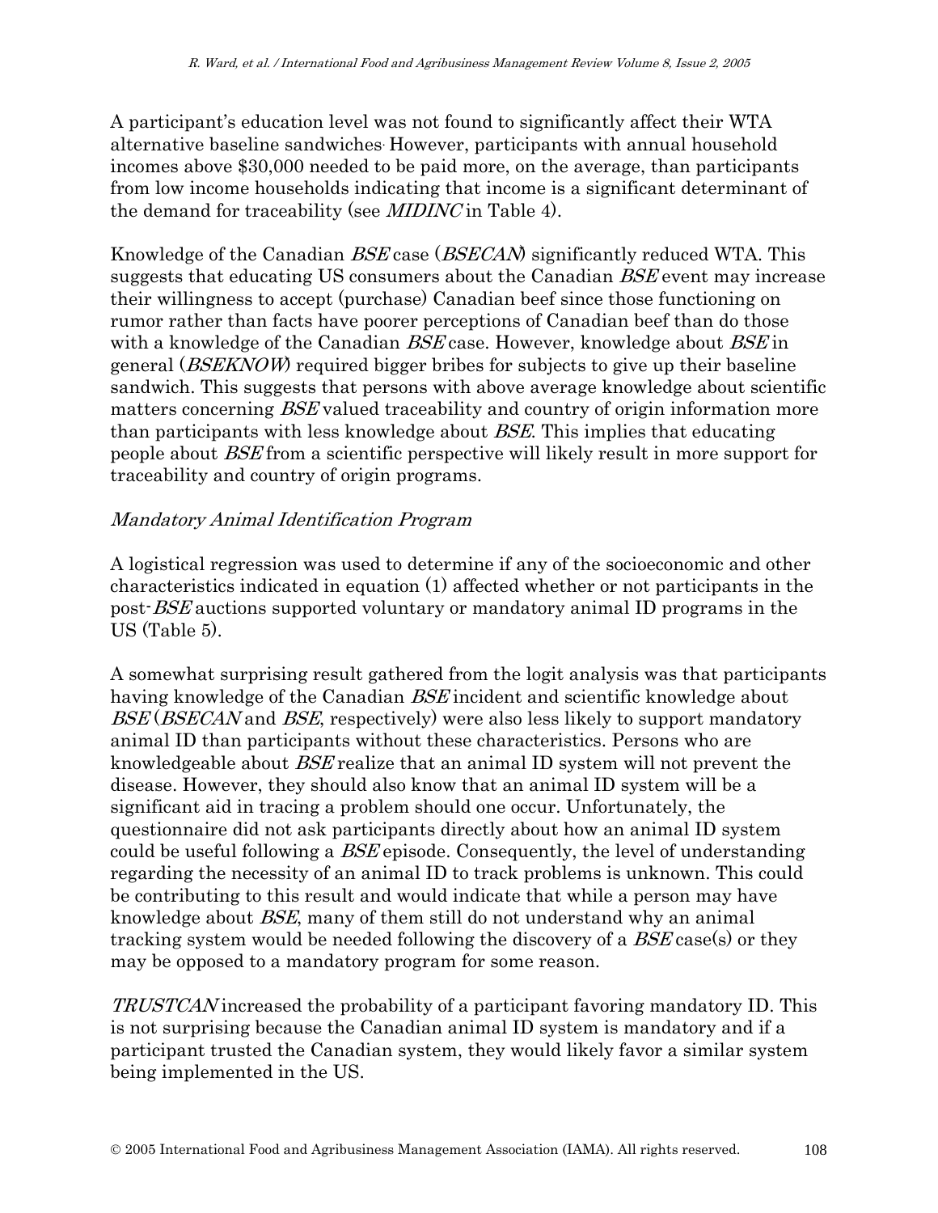A participant's education level was not found to significantly affect their WTA alternative baseline sandwiches. However, participants with annual household incomes above $30,000 needed to be paid more, on the average, than participants from low income households indicating that income is a significant determinant of the demand for traceability (see *MIDINC* in Table 4).

Knowledge of the Canadian *BSE* case (*BSECAN*) significantly reduced WTA. This suggests that educating US consumers about the Canadian *BSE* event may increase their willingness to accept (purchase) Canadian beef since those functioning on rumor rather than facts have poorer perceptions of Canadian beef than do those with a knowledge of the Canadian *BSE* case. However, knowledge about *BSE* in general (*BSEKNOW*) required bigger bribes for subjects to give up their baseline sandwich. This suggests that persons with above average knowledge about scientific matters concerning *BSE* valued traceability and country of origin information more than participants with less knowledge about *BSE*. This implies that educating people about *BSE* from a scientific perspective will likely result in more support for traceability and country of origin programs.

### *Mandatory Animal Identification Program*

A logistical regression was used to determine if any of the socioeconomic and other characteristics indicated in equation (1) affected whether or not participants in the post-*BSE* auctions supported voluntary or mandatory animal ID programs in the US (Table 5).

A somewhat surprising result gathered from the logit analysis was that participants having knowledge of the Canadian *BSE* incident and scientific knowledge about *BSE* (*BSECAN* and *BSE*, respectively) were also less likely to support mandatory animal ID than participants without these characteristics. Persons who are knowledgeable about *BSE* realize that an animal ID system will not prevent the disease. However, they should also know that an animal ID system will be a significant aid in tracing a problem should one occur. Unfortunately, the questionnaire did not ask participants directly about how an animal ID system could be useful following a *BSE* episode. Consequently, the level of understanding regarding the necessity of an animal ID to track problems is unknown. This could be contributing to this result and would indicate that while a person may have knowledge about *BSE*, many of them still do not understand why an animal tracking system would be needed following the discovery of a *BSE* case(s) or they may be opposed to a mandatory program for some reason.

*TRUSTCAN* increased the probability of a participant favoring mandatory ID. This is not surprising because the Canadian animal ID system is mandatory and if a participant trusted the Canadian system, they would likely favor a similar system being implemented in the US.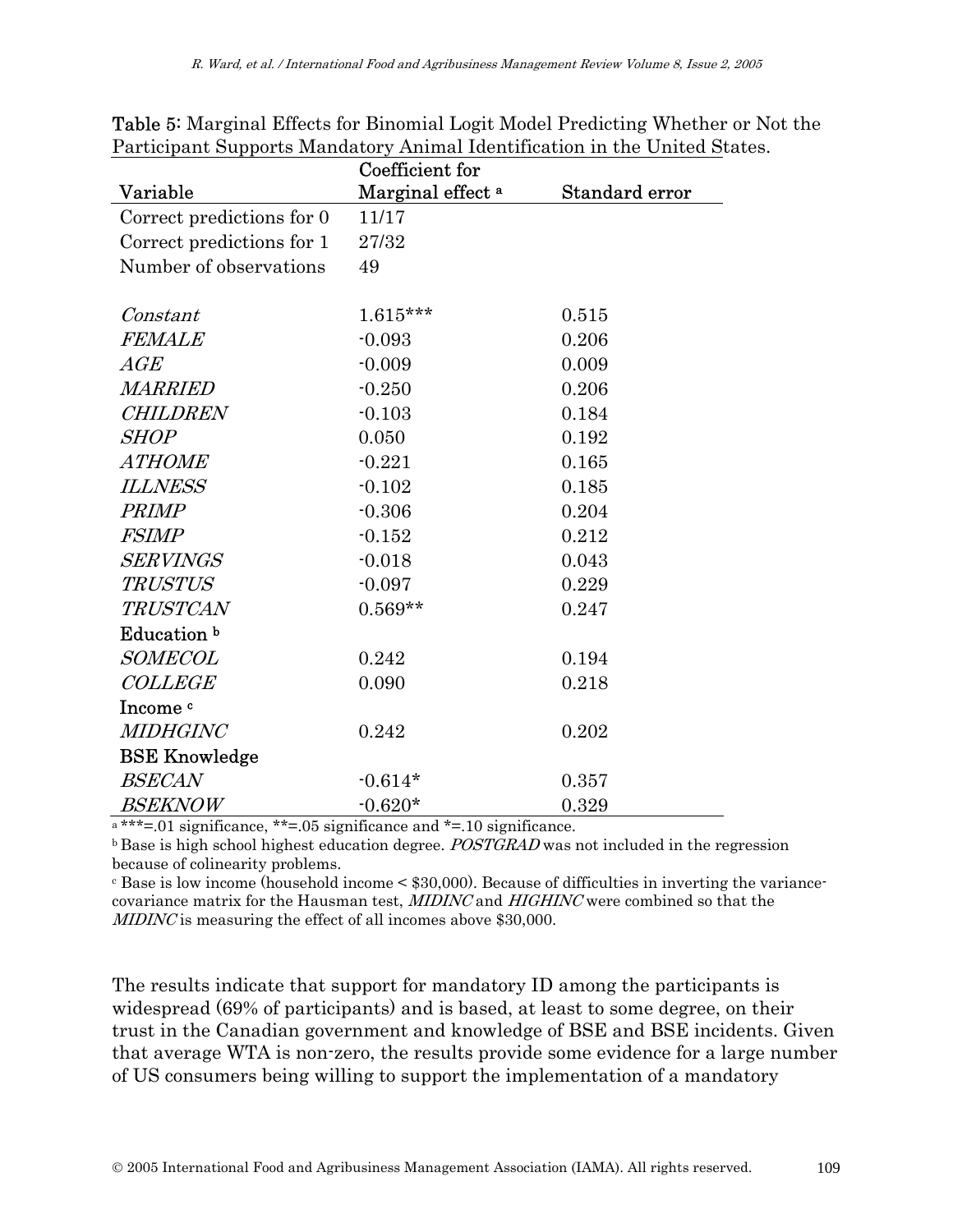**Table 5:** Marginal Effects for Binomial Logit Model Predicting Whether or Not the Participant Supports Mandatory Animal Identification in the United States.

| Variable | Coefficient for Marginal effect [a] | Standard error |
|---|---|---|
| Correct predictions for 0 | 11/17 | |
| Correct predictions for 1 | 27/32 | |
| Number of observations | 49 | |
| | | |
| *Constant* | 1.615*** | 0.515 |
| *FEMALE* | -0.093 | 0.206 |
| *AGE* | -0.009 | 0.009 |
| *MARRIED* | -0.250 | 0.206 |
| *CHILDREN* | -0.103 | 0.184 |
| *SHOP* | 0.050 | 0.192 |
| *ATHOME* | -0.221 | 0.165 |
| *ILLNESS* | -0.102 | 0.185 |
| *PRIMP* | -0.306 | 0.204 |
| *FSIMP* | -0.152 | 0.212 |
| *SERVINGS* | -0.018 | 0.043 |
| *TRUSTUS* | -0.097 | 0.229 |
| *TRUSTCAN* | 0.569** | 0.247 |
| Education [b] | | |
| *SOMECOL* | 0.242 | 0.194 |
| *COLLEGE* | 0.090 | 0.218 |
| Income [c] | | |
| *MIDHGINC* | 0.242 | 0.202 |
| BSE Knowledge | | |
| *BSECAN* | -0.614* | 0.357 |
| *BSEKNOW* | -0.620* | 0.329 |

[a] ***=.01 significance, **=.05 significance and *=.10 significance.

[b] Base is high school highest education degree. *POSTGRAD* was not included in the regression because of colinearity problems.

[c] Base is low income (household income < $30,000). Because of difficulties in inverting the variance-covariance matrix for the Hausman test, *MIDINC* and *HIGHINC* were combined so that the *MIDINC* is measuring the effect of all incomes above $30,000.

The results indicate that support for mandatory ID among the participants is widespread (69% of participants) and is based, at least to some degree, on their trust in the Canadian government and knowledge of BSE and BSE incidents. Given that average WTA is non-zero, the results provide some evidence for a large number of US consumers being willing to support the implementation of a mandatory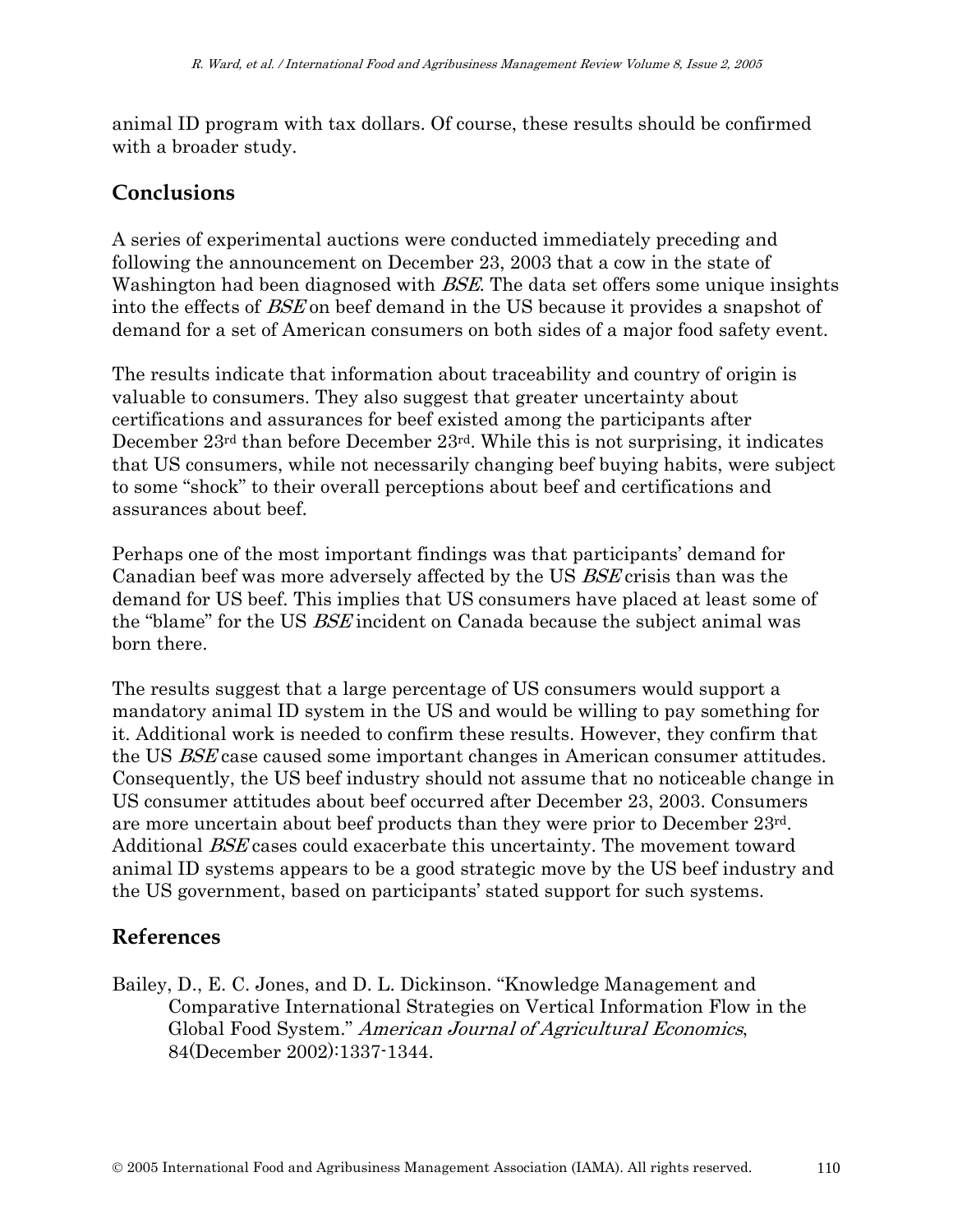animal ID program with tax dollars. Of course, these results should be confirmed with a broader study.

## Conclusions

A series of experimental auctions were conducted immediately preceding and following the announcement on December 23, 2003 that a cow in the state of Washington had been diagnosed with *BSE*. The data set offers some unique insights into the effects of *BSE* on beef demand in the US because it provides a snapshot of demand for a set of American consumers on both sides of a major food safety event.

The results indicate that information about traceability and country of origin is valuable to consumers. They also suggest that greater uncertainty about certifications and assurances for beef existed among the participants after December 23rd than before December 23rd. While this is not surprising, it indicates that US consumers, while not necessarily changing beef buying habits, were subject to some "shock" to their overall perceptions about beef and certifications and assurances about beef.

Perhaps one of the most important findings was that participants' demand for Canadian beef was more adversely affected by the US *BSE* crisis than was the demand for US beef. This implies that US consumers have placed at least some of the "blame" for the US *BSE* incident on Canada because the subject animal was born there.

The results suggest that a large percentage of US consumers would support a mandatory animal ID system in the US and would be willing to pay something for it. Additional work is needed to confirm these results. However, they confirm that the US *BSE* case caused some important changes in American consumer attitudes. Consequently, the US beef industry should not assume that no noticeable change in US consumer attitudes about beef occurred after December 23, 2003. Consumers are more uncertain about beef products than they were prior to December 23rd. Additional *BSE* cases could exacerbate this uncertainty. The movement toward animal ID systems appears to be a good strategic move by the US beef industry and the US government, based on participants' stated support for such systems.

## References

Bailey, D., E. C. Jones, and D. L. Dickinson. "Knowledge Management and Comparative International Strategies on Vertical Information Flow in the Global Food System." *American Journal of Agricultural Economics*, 84(December 2002):1337-1344.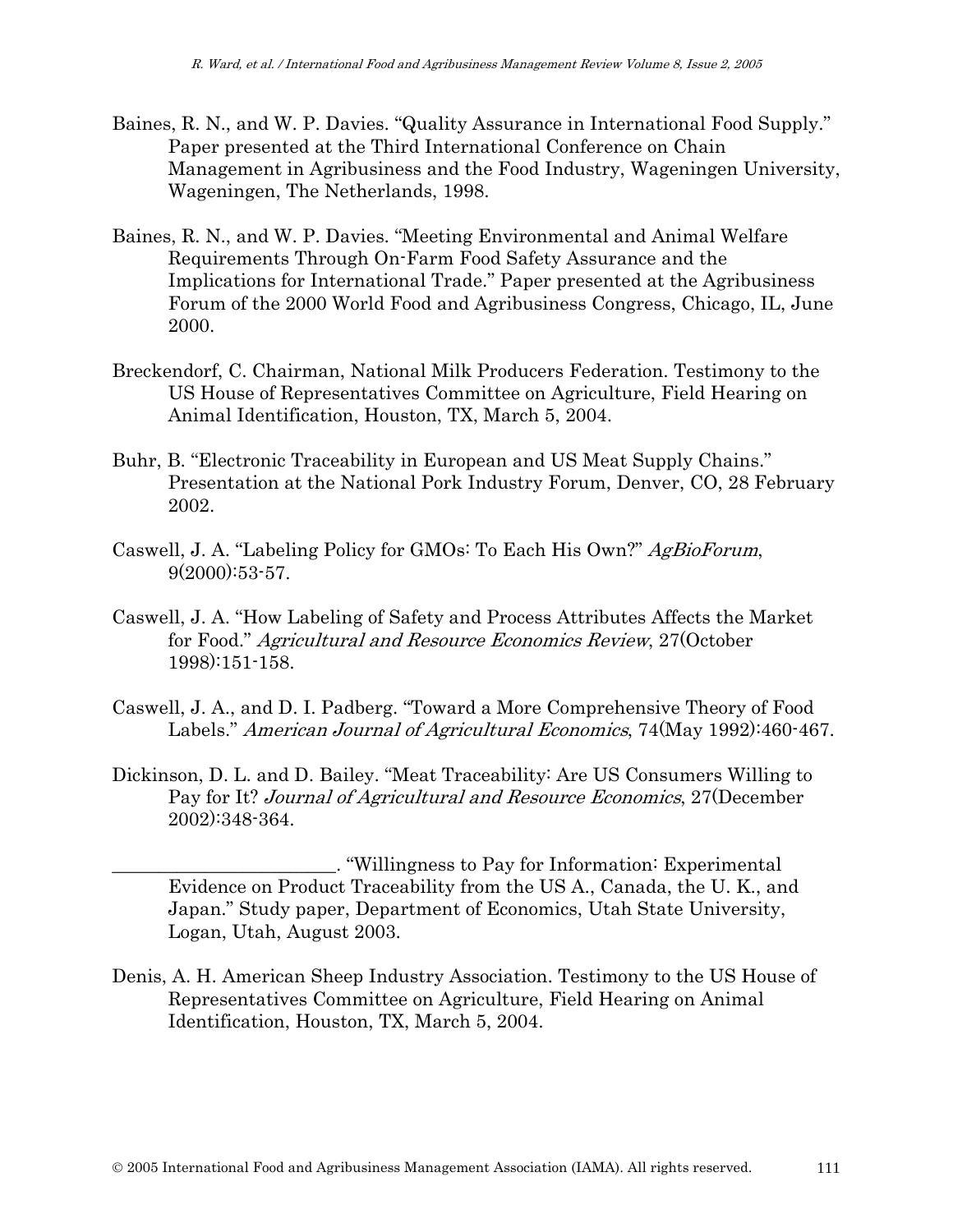Baines, R. N., and W. P. Davies. "Quality Assurance in International Food Supply." Paper presented at the Third International Conference on Chain Management in Agribusiness and the Food Industry, Wageningen University, Wageningen, The Netherlands, 1998.

Baines, R. N., and W. P. Davies. "Meeting Environmental and Animal Welfare Requirements Through On-Farm Food Safety Assurance and the Implications for International Trade." Paper presented at the Agribusiness Forum of the 2000 World Food and Agribusiness Congress, Chicago, IL, June 2000.

Breckendorf, C. Chairman, National Milk Producers Federation. Testimony to the US House of Representatives Committee on Agriculture, Field Hearing on Animal Identification, Houston, TX, March 5, 2004.

Buhr, B. "Electronic Traceability in European and US Meat Supply Chains." Presentation at the National Pork Industry Forum, Denver, CO, 28 February 2002.

Caswell, J. A. "Labeling Policy for GMOs: To Each His Own?" *AgBioForum*, 9(2000):53-57.

Caswell, J. A. "How Labeling of Safety and Process Attributes Affects the Market for Food." *Agricultural and Resource Economics Review*, 27(October 1998):151-158.

Caswell, J. A., and D. I. Padberg. "Toward a More Comprehensive Theory of Food Labels." *American Journal of Agricultural Economics*, 74(May 1992):460-467.

Dickinson, D. L. and D. Bailey. "Meat Traceability: Are US Consumers Willing to Pay for It? *Journal of Agricultural and Resource Economics*, 27(December 2002):348-364.

________________________. "Willingness to Pay for Information: Experimental Evidence on Product Traceability from the US A., Canada, the U. K., and Japan." Study paper, Department of Economics, Utah State University, Logan, Utah, August 2003.

Denis, A. H. American Sheep Industry Association. Testimony to the US House of Representatives Committee on Agriculture, Field Hearing on Animal Identification, Houston, TX, March 5, 2004.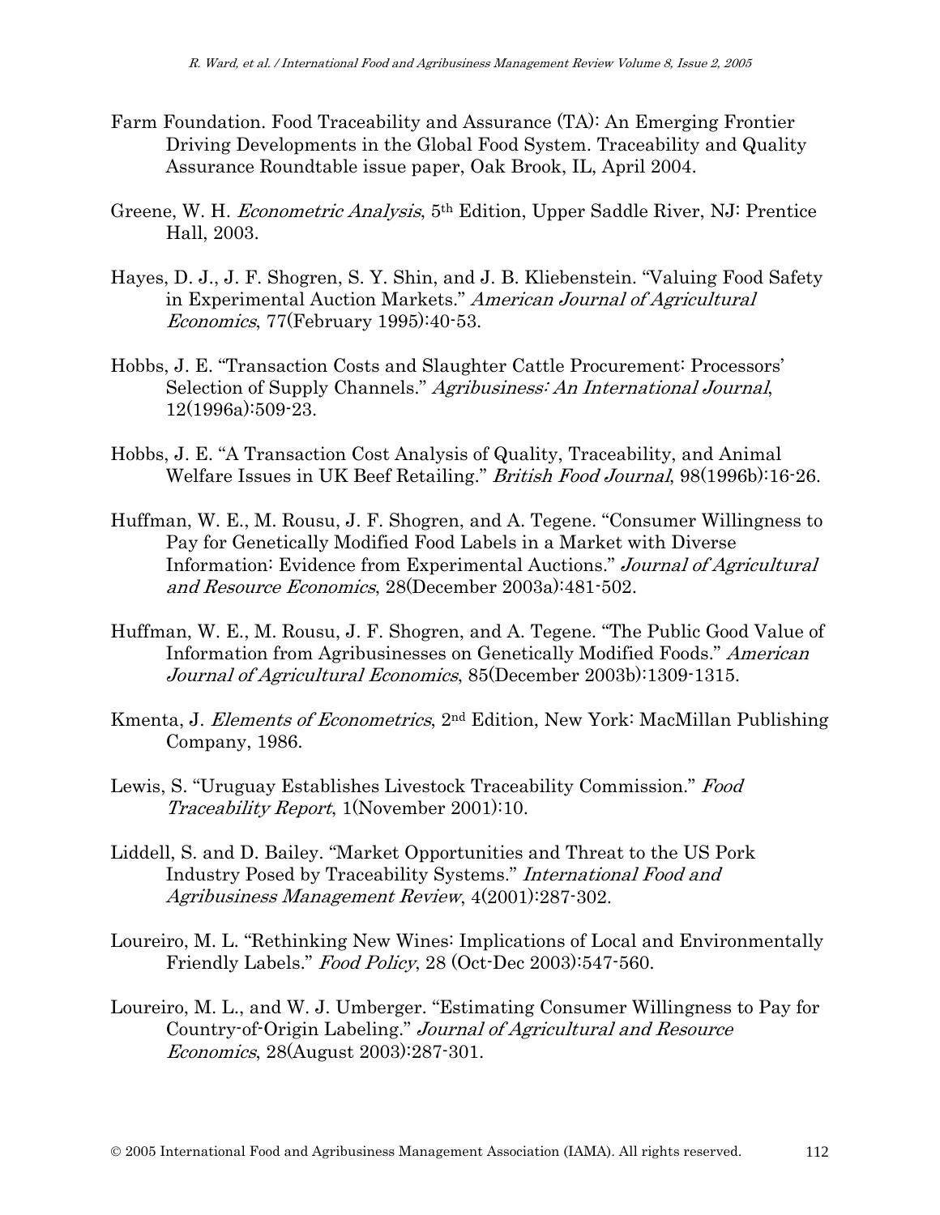Farm Foundation. Food Traceability and Assurance (TA): An Emerging Frontier Driving Developments in the Global Food System. Traceability and Quality Assurance Roundtable issue paper, Oak Brook, IL, April 2004.

Greene, W. H. *Econometric Analysis*, 5th Edition, Upper Saddle River, NJ: Prentice Hall, 2003.

Hayes, D. J., J. F. Shogren, S. Y. Shin, and J. B. Kliebenstein. "Valuing Food Safety in Experimental Auction Markets." *American Journal of Agricultural Economics*, 77(February 1995):40-53.

Hobbs, J. E. "Transaction Costs and Slaughter Cattle Procurement: Processors' Selection of Supply Channels." *Agribusiness: An International Journal*, 12(1996a):509-23.

Hobbs, J. E. "A Transaction Cost Analysis of Quality, Traceability, and Animal Welfare Issues in UK Beef Retailing." *British Food Journal*, 98(1996b):16-26.

Huffman, W. E., M. Rousu, J. F. Shogren, and A. Tegene. "Consumer Willingness to Pay for Genetically Modified Food Labels in a Market with Diverse Information: Evidence from Experimental Auctions." *Journal of Agricultural and Resource Economics*, 28(December 2003a):481-502.

Huffman, W. E., M. Rousu, J. F. Shogren, and A. Tegene. "The Public Good Value of Information from Agribusinesses on Genetically Modified Foods." *American Journal of Agricultural Economics*, 85(December 2003b):1309-1315.

Kmenta, J. *Elements of Econometrics*, 2nd Edition, New York: MacMillan Publishing Company, 1986.

Lewis, S. "Uruguay Establishes Livestock Traceability Commission." *Food Traceability Report*, 1(November 2001):10.

Liddell, S. and D. Bailey. "Market Opportunities and Threat to the US Pork Industry Posed by Traceability Systems." *International Food and Agribusiness Management Review*, 4(2001):287-302.

Loureiro, M. L. "Rethinking New Wines: Implications of Local and Environmentally Friendly Labels." *Food Policy*, 28 (Oct-Dec 2003):547-560.

Loureiro, M. L., and W. J. Umberger. "Estimating Consumer Willingness to Pay for Country-of-Origin Labeling." *Journal of Agricultural and Resource Economics*, 28(August 2003):287-301.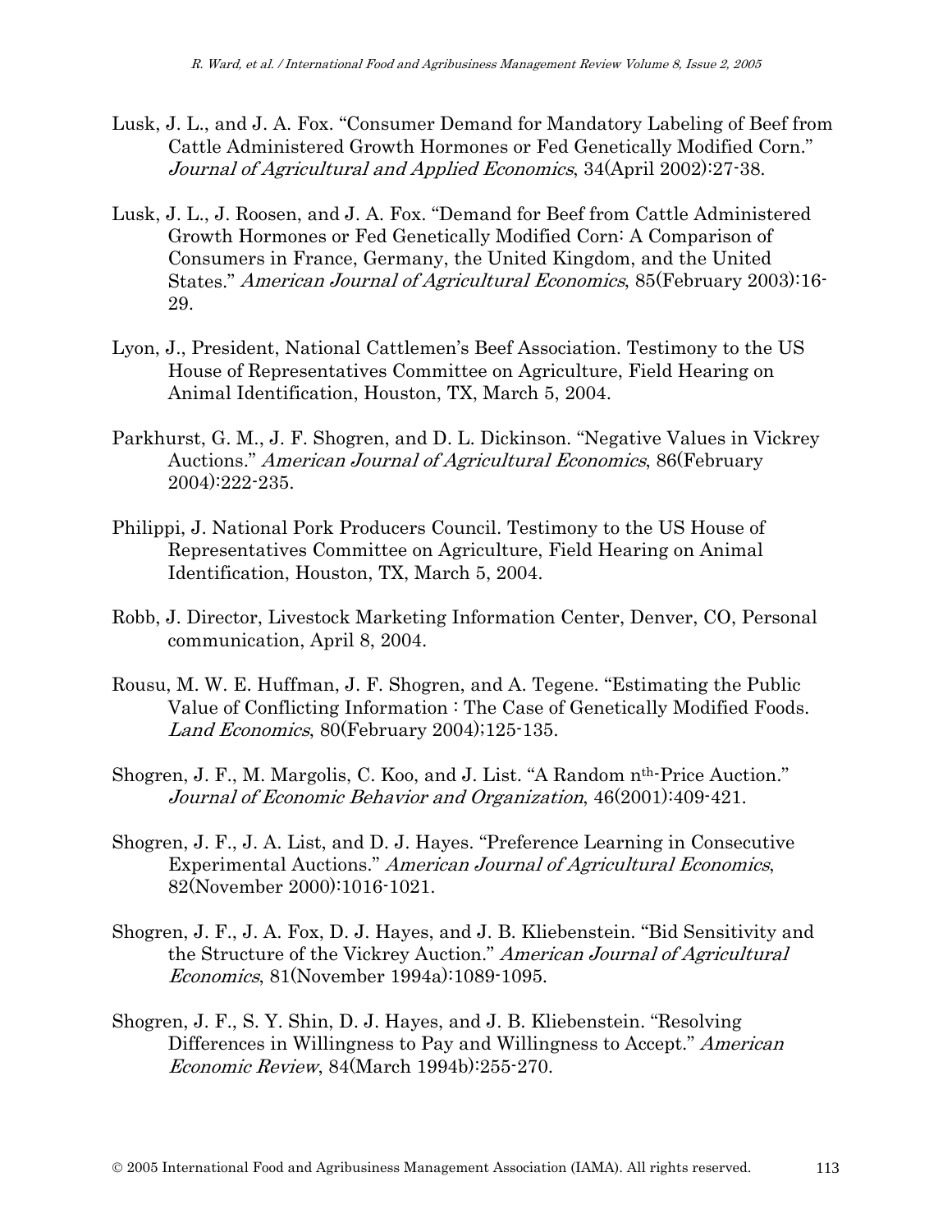Lusk, J. L., and J. A. Fox. "Consumer Demand for Mandatory Labeling of Beef from Cattle Administered Growth Hormones or Fed Genetically Modified Corn." *Journal of Agricultural and Applied Economics*, 34(April 2002):27-38.

Lusk, J. L., J. Roosen, and J. A. Fox. "Demand for Beef from Cattle Administered Growth Hormones or Fed Genetically Modified Corn: A Comparison of Consumers in France, Germany, the United Kingdom, and the United States." *American Journal of Agricultural Economics*, 85(February 2003):16-29.

Lyon, J., President, National Cattlemen's Beef Association. Testimony to the US House of Representatives Committee on Agriculture, Field Hearing on Animal Identification, Houston, TX, March 5, 2004.

Parkhurst, G. M., J. F. Shogren, and D. L. Dickinson. "Negative Values in Vickrey Auctions." *American Journal of Agricultural Economics*, 86(February 2004):222-235.

Philippi, J. National Pork Producers Council. Testimony to the US House of Representatives Committee on Agriculture, Field Hearing on Animal Identification, Houston, TX, March 5, 2004.

Robb, J. Director, Livestock Marketing Information Center, Denver, CO, Personal communication, April 8, 2004.

Rousu, M. W. E. Huffman, J. F. Shogren, and A. Tegene. "Estimating the Public Value of Conflicting Information : The Case of Genetically Modified Foods. *Land Economics*, 80(February 2004);125-135.

Shogren, J. F., M. Margolis, C. Koo, and J. List. "A Random $n^{th}$-Price Auction." *Journal of Economic Behavior and Organization*, 46(2001):409-421.

Shogren, J. F., J. A. List, and D. J. Hayes. "Preference Learning in Consecutive Experimental Auctions." *American Journal of Agricultural Economics*, 82(November 2000):1016-1021.

Shogren, J. F., J. A. Fox, D. J. Hayes, and J. B. Kliebenstein. "Bid Sensitivity and the Structure of the Vickrey Auction." *American Journal of Agricultural Economics*, 81(November 1994a):1089-1095.

Shogren, J. F., S. Y. Shin, D. J. Hayes, and J. B. Kliebenstein. "Resolving Differences in Willingness to Pay and Willingness to Accept." *American Economic Review*, 84(March 1994b):255-270.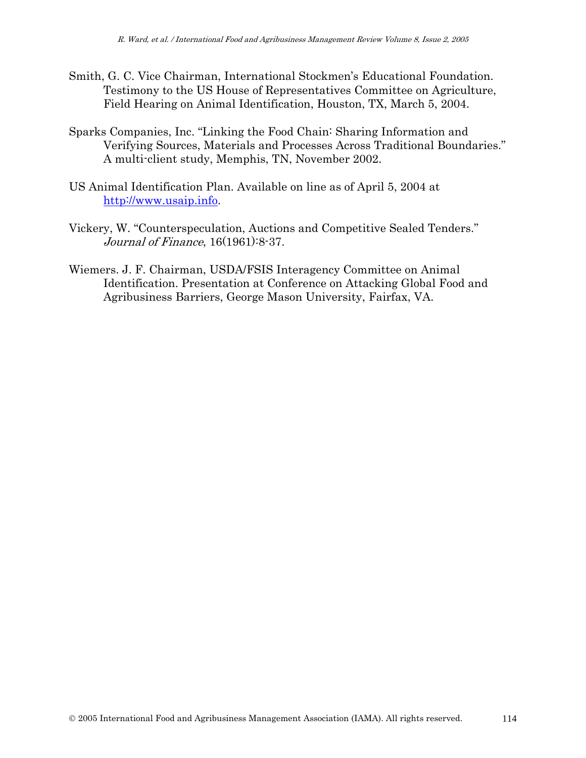Smith, G. C. Vice Chairman, International Stockmen's Educational Foundation. Testimony to the US House of Representatives Committee on Agriculture, Field Hearing on Animal Identification, Houston, TX, March 5, 2004.

Sparks Companies, Inc. "Linking the Food Chain: Sharing Information and Verifying Sources, Materials and Processes Across Traditional Boundaries." A multi-client study, Memphis, TN, November 2002.

US Animal Identification Plan. Available on line as of April 5, 2004 at http://www.usaip.info.

Vickery, W. "Counterspeculation, Auctions and Competitive Sealed Tenders." *Journal of Finance*, 16(1961):8-37.

Wiemers. J. F. Chairman, USDA/FSIS Interagency Committee on Animal Identification. Presentation at Conference on Attacking Global Food and Agribusiness Barriers, George Mason University, Fairfax, VA.